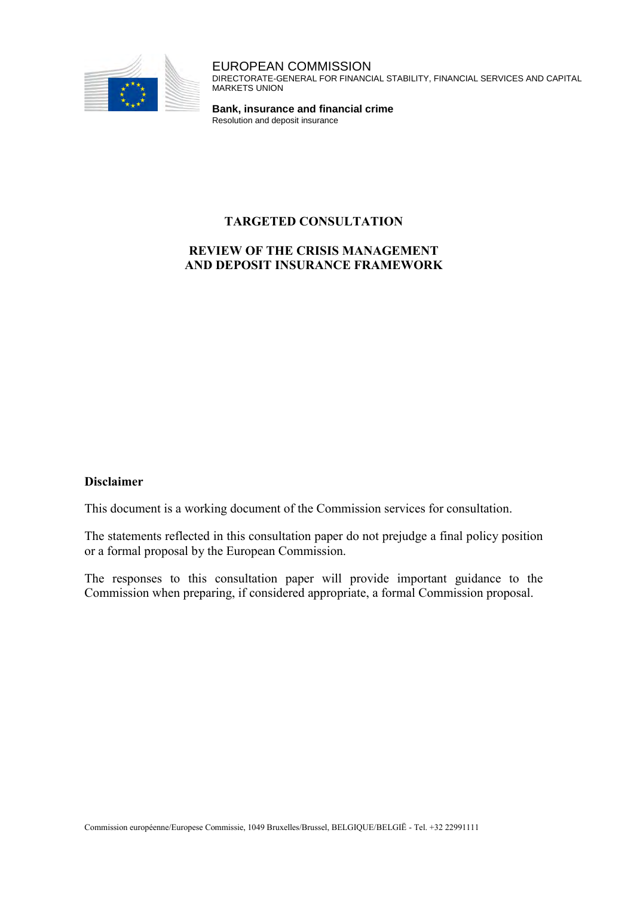EUROPEAN COMMISSION
DIRECTORATE-GENERAL FOR FINANCIAL STABILITY, FINANCIAL SERVICES AND CAPITAL MARKETS UNION

**Bank, insurance and financial crime**
Resolution and deposit insurance

# TARGETED CONSULTATION

## REVIEW OF THE CRISIS MANAGEMENT AND DEPOSIT INSURANCE FRAMEWORK

**Disclaimer**

This document is a working document of the Commission services for consultation.

The statements reflected in this consultation paper do not prejudge a final policy position or a formal proposal by the European Commission.

The responses to this consultation paper will provide important guidance to the Commission when preparing, if considered appropriate, a formal Commission proposal.

Commission européenne/Europese Commissie, 1049 Bruxelles/Brussel, BELGIQUE/BELGIË - Tel. +32 22991111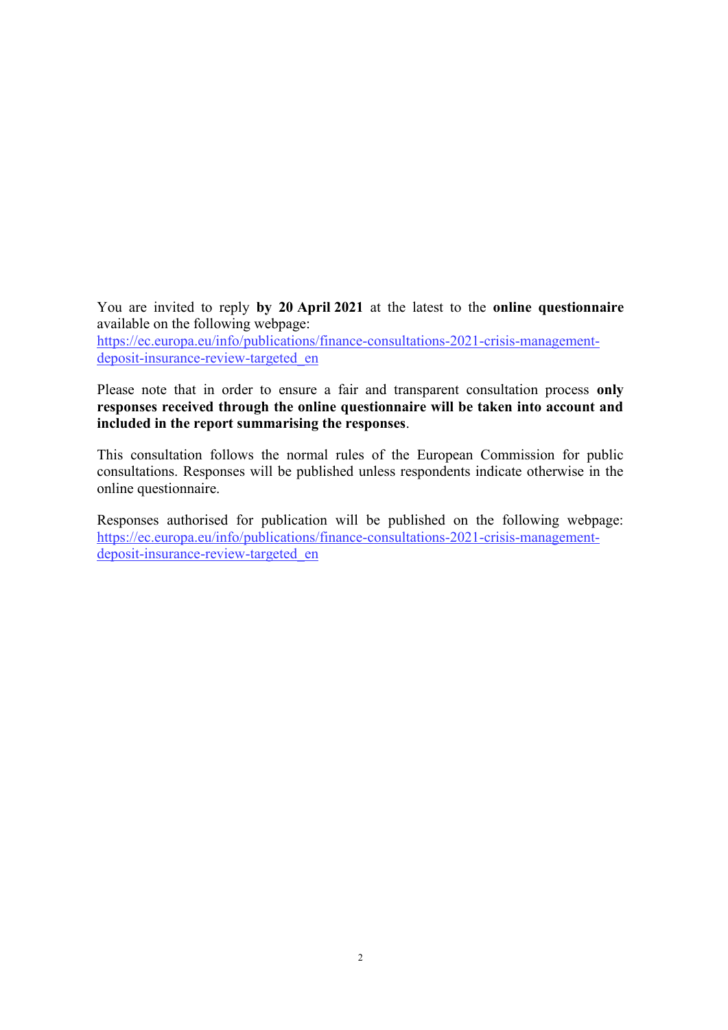You are invited to reply **by 20 April 2021** at the latest to the **online questionnaire** available on the following webpage: [https://ec.europa.eu/info/publications/finance-consultations-2021-crisis-management-deposit-insurance-review-targeted_en](https://ec.europa.eu/info/publications/finance-consultations-2021-crisis-management-deposit-insurance-review-targeted_en)

Please note that in order to ensure a fair and transparent consultation process **only responses received through the online questionnaire will be taken into account and included in the report summarising the responses**.

This consultation follows the normal rules of the European Commission for public consultations. Responses will be published unless respondents indicate otherwise in the online questionnaire.

Responses authorised for publication will be published on the following webpage: [https://ec.europa.eu/info/publications/finance-consultations-2021-crisis-management-deposit-insurance-review-targeted_en](https://ec.europa.eu/info/publications/finance-consultations-2021-crisis-management-deposit-insurance-review-targeted_en)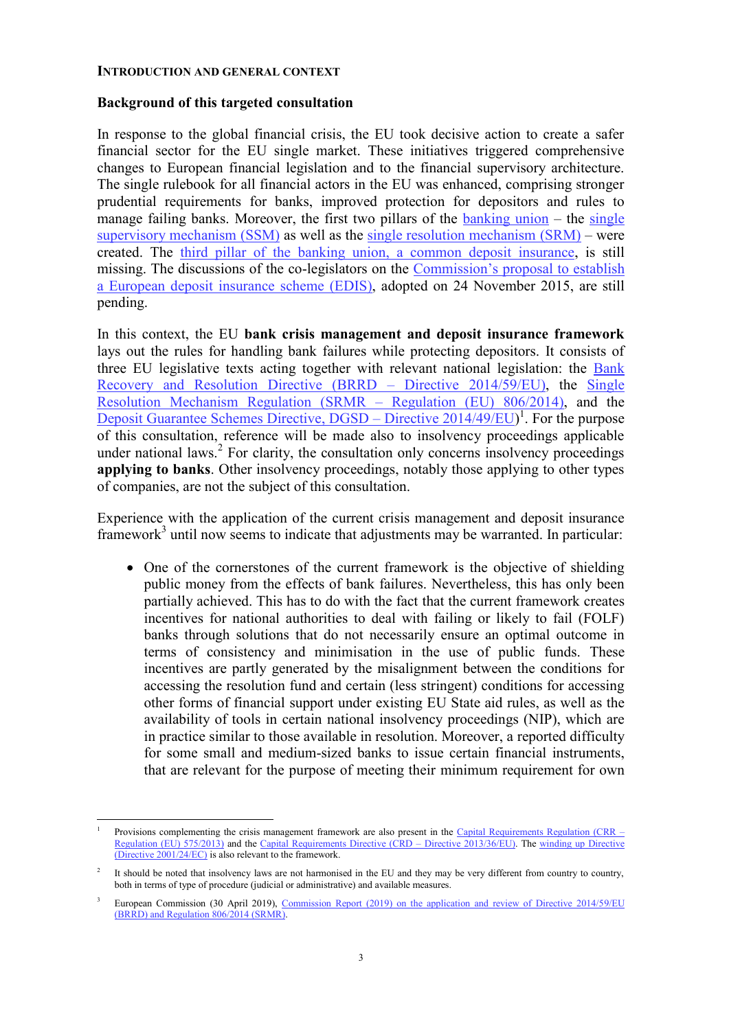## INTRODUCTION AND GENERAL CONTEXT

### Background of this targeted consultation

In response to the global financial crisis, the EU took decisive action to create a safer financial sector for the EU single market. These initiatives triggered comprehensive changes to European financial legislation and to the financial supervisory architecture. The single rulebook for all financial actors in the EU was enhanced, comprising stronger prudential requirements for banks, improved protection for depositors and rules to manage failing banks. Moreover, the first two pillars of the banking union – the single supervisory mechanism (SSM) as well as the single resolution mechanism (SRM) – were created. The third pillar of the banking union, a common deposit insurance, is still missing. The discussions of the co-legislators on the Commission's proposal to establish a European deposit insurance scheme (EDIS), adopted on 24 November 2015, are still pending.

In this context, the EU **bank crisis management and deposit insurance framework** lays out the rules for handling bank failures while protecting depositors. It consists of three EU legislative texts acting together with relevant national legislation: the Bank Recovery and Resolution Directive (BRRD – Directive 2014/59/EU), the Single Resolution Mechanism Regulation (SRMR – Regulation (EU) 806/2014), and the Deposit Guarantee Schemes Directive, DGSD – Directive 2014/49/EU)[1]. For the purpose of this consultation, reference will be made also to insolvency proceedings applicable under national laws.[2] For clarity, the consultation only concerns insolvency proceedings **applying to banks**. Other insolvency proceedings, notably those applying to other types of companies, are not the subject of this consultation.

Experience with the application of the current crisis management and deposit insurance framework[3] until now seems to indicate that adjustments may be warranted. In particular:

- One of the cornerstones of the current framework is the objective of shielding public money from the effects of bank failures. Nevertheless, this has only been partially achieved. This has to do with the fact that the current framework creates incentives for national authorities to deal with failing or likely to fail (FOLF) banks through solutions that do not necessarily ensure an optimal outcome in terms of consistency and minimisation in the use of public funds. These incentives are partly generated by the misalignment between the conditions for accessing the resolution fund and certain (less stringent) conditions for accessing other forms of financial support under existing EU State aid rules, as well as the availability of tools in certain national insolvency proceedings (NIP), which are in practice similar to those available in resolution. Moreover, a reported difficulty for some small and medium-sized banks to issue certain financial instruments, that are relevant for the purpose of meeting their minimum requirement for own

---

[1] Provisions complementing the crisis management framework are also present in the Capital Requirements Regulation (CRR – Regulation (EU) 575/2013) and the Capital Requirements Directive (CRD – Directive 2013/36/EU). The winding up Directive (Directive 2001/24/EC) is also relevant to the framework.

[2] It should be noted that insolvency laws are not harmonised in the EU and they may be very different from country to country, both in terms of type of procedure (judicial or administrative) and available measures.

[3] European Commission (30 April 2019), Commission Report (2019) on the application and review of Directive 2014/59/EU (BRRD) and Regulation 806/2014 (SRMR).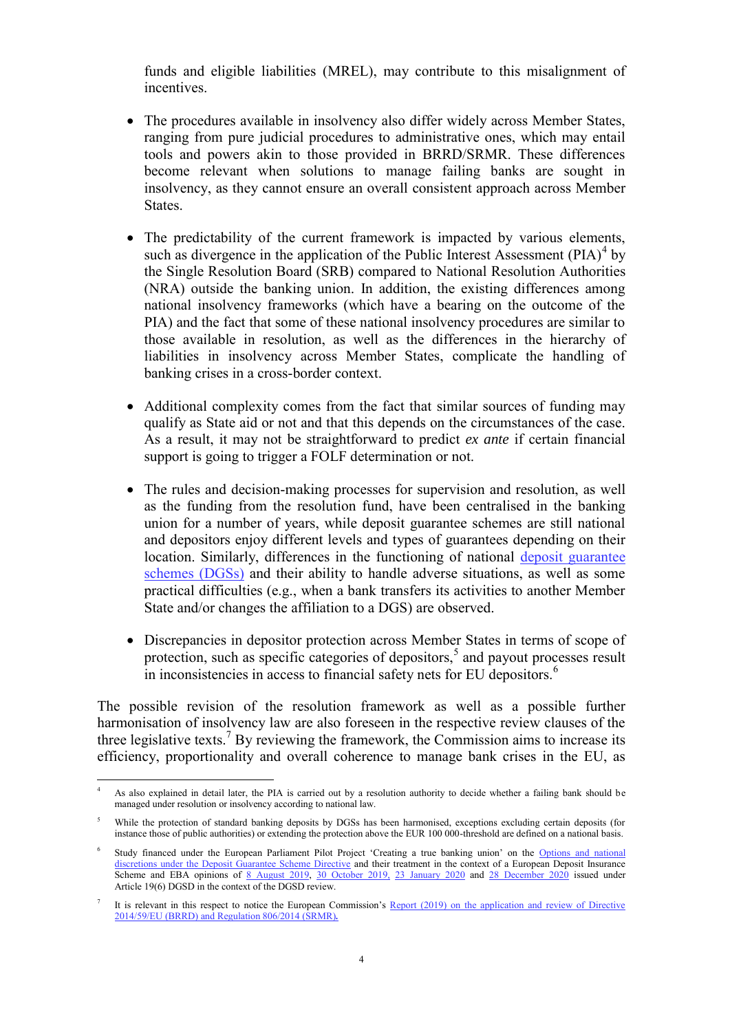funds and eligible liabilities (MREL), may contribute to this misalignment of incentives.

- The procedures available in insolvency also differ widely across Member States, ranging from pure judicial procedures to administrative ones, which may entail tools and powers akin to those provided in BRRD/SRMR. These differences become relevant when solutions to manage failing banks are sought in insolvency, as they cannot ensure an overall consistent approach across Member States.

- The predictability of the current framework is impacted by various elements, such as divergence in the application of the Public Interest Assessment (PIA)[4] by the Single Resolution Board (SRB) compared to National Resolution Authorities (NRA) outside the banking union. In addition, the existing differences among national insolvency frameworks (which have a bearing on the outcome of the PIA) and the fact that some of these national insolvency procedures are similar to those available in resolution, as well as the differences in the hierarchy of liabilities in insolvency across Member States, complicate the handling of banking crises in a cross-border context.

- Additional complexity comes from the fact that similar sources of funding may qualify as State aid or not and that this depends on the circumstances of the case. As a result, it may not be straightforward to predict *ex ante* if certain financial support is going to trigger a FOLF determination or not.

- The rules and decision-making processes for supervision and resolution, as well as the funding from the resolution fund, have been centralised in the banking union for a number of years, while deposit guarantee schemes are still national and depositors enjoy different levels and types of guarantees depending on their location. Similarly, differences in the functioning of national [deposit guarantee schemes (DGSs)]() and their ability to handle adverse situations, as well as some practical difficulties (e.g., when a bank transfers its activities to another Member State and/or changes the affiliation to a DGS) are observed.

- Discrepancies in depositor protection across Member States in terms of scope of protection, such as specific categories of depositors,[5] and payout processes result in inconsistencies in access to financial safety nets for EU depositors.[6]

The possible revision of the resolution framework as well as a possible further harmonisation of insolvency law are also foreseen in the respective review clauses of the three legislative texts.[7] By reviewing the framework, the Commission aims to increase its efficiency, proportionality and overall coherence to manage bank crises in the EU, as

---

[4] As also explained in detail later, the PIA is carried out by a resolution authority to decide whether a failing bank should be managed under resolution or insolvency according to national law.

[5] While the protection of standard banking deposits by DGSs has been harmonised, exceptions excluding certain deposits (for instance those of public authorities) or extending the protection above the EUR 100 000-threshold are defined on a national basis.

[6] Study financed under the European Parliament Pilot Project 'Creating a true banking union' on the [Options and national discretions under the Deposit Guarantee Scheme Directive]() and their treatment in the context of a European Deposit Insurance Scheme and EBA opinions of [8 August 2019](), [30 October 2019](), [23 January 2020]() and [28 December 2020]() issued under Article 19(6) DGSD in the context of the DGSD review.

[7] It is relevant in this respect to notice the European Commission's [Report (2019) on the application and review of Directive 2014/59/EU (BRRD) and Regulation 806/2014 (SRMR).]()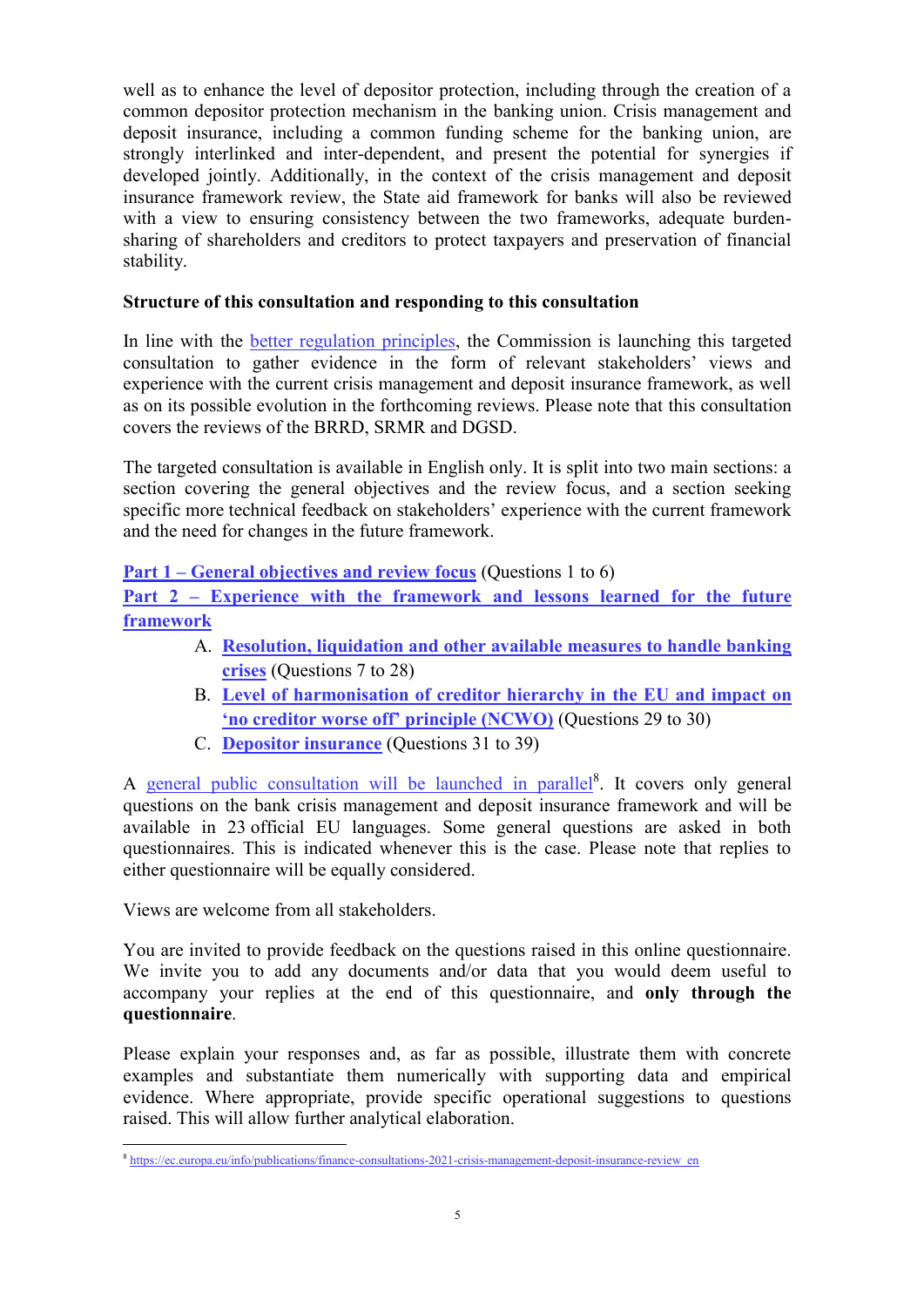well as to enhance the level of depositor protection, including through the creation of a common depositor protection mechanism in the banking union. Crisis management and deposit insurance, including a common funding scheme for the banking union, are strongly interlinked and inter-dependent, and present the potential for synergies if developed jointly. Additionally, in the context of the crisis management and deposit insurance framework review, the State aid framework for banks will also be reviewed with a view to ensuring consistency between the two frameworks, adequate burden-sharing of shareholders and creditors to protect taxpayers and preservation of financial stability.

**Structure of this consultation and responding to this consultation**

In line with the better regulation principles, the Commission is launching this targeted consultation to gather evidence in the form of relevant stakeholders' views and experience with the current crisis management and deposit insurance framework, as well as on its possible evolution in the forthcoming reviews. Please note that this consultation covers the reviews of the BRRD, SRMR and DGSD.

The targeted consultation is available in English only. It is split into two main sections: a section covering the general objectives and the review focus, and a section seeking specific more technical feedback on stakeholders' experience with the current framework and the need for changes in the future framework.

**Part 1 – General objectives and review focus** (Questions 1 to 6)

**Part 2 – Experience with the framework and lessons learned for the future framework**

A. **Resolution, liquidation and other available measures to handle banking crises** (Questions 7 to 28)
B. **Level of harmonisation of creditor hierarchy in the EU and impact on 'no creditor worse off' principle (NCWO)** (Questions 29 to 30)
C. **Depositor insurance** (Questions 31 to 39)

A general public consultation will be launched in parallel[8]. It covers only general questions on the bank crisis management and deposit insurance framework and will be available in 23 official EU languages. Some general questions are asked in both questionnaires. This is indicated whenever this is the case. Please note that replies to either questionnaire will be equally considered.

Views are welcome from all stakeholders.

You are invited to provide feedback on the questions raised in this online questionnaire. We invite you to add any documents and/or data that you would deem useful to accompany your replies at the end of this questionnaire, and **only through the questionnaire**.

Please explain your responses and, as far as possible, illustrate them with concrete examples and substantiate them numerically with supporting data and empirical evidence. Where appropriate, provide specific operational suggestions to questions raised. This will allow further analytical elaboration.

[8] https://ec.europa.eu/info/publications/finance-consultations-2021-crisis-management-deposit-insurance-review_en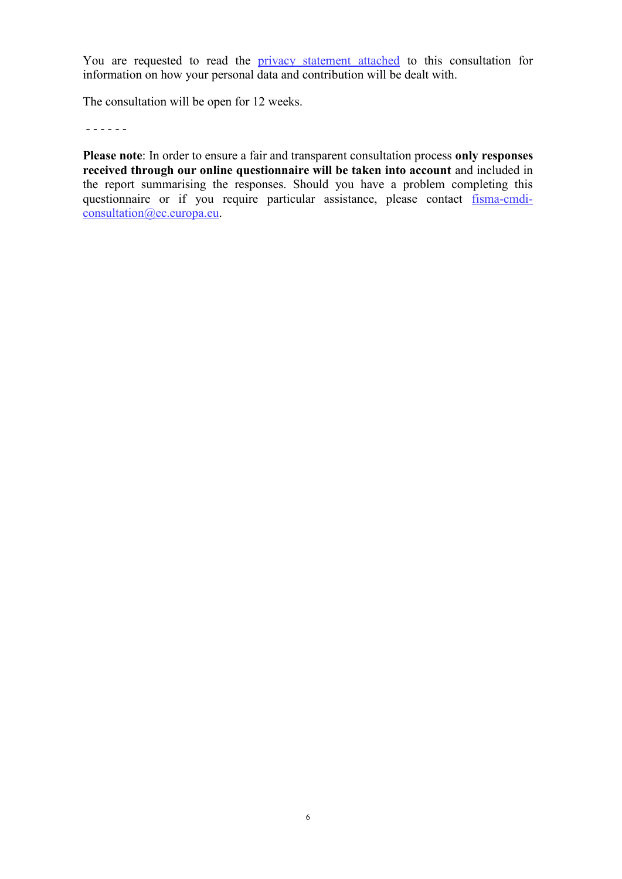You are requested to read the [privacy statement attached](privacy statement attached) to this consultation for information on how your personal data and contribution will be dealt with.

The consultation will be open for 12 weeks.

\- - - - - -

**Please note**: In order to ensure a fair and transparent consultation process **only responses received through our online questionnaire will be taken into account** and included in the report summarising the responses. Should you have a problem completing this questionnaire or if you require particular assistance, please contact fisma-cmdi-consultation@ec.europa.eu.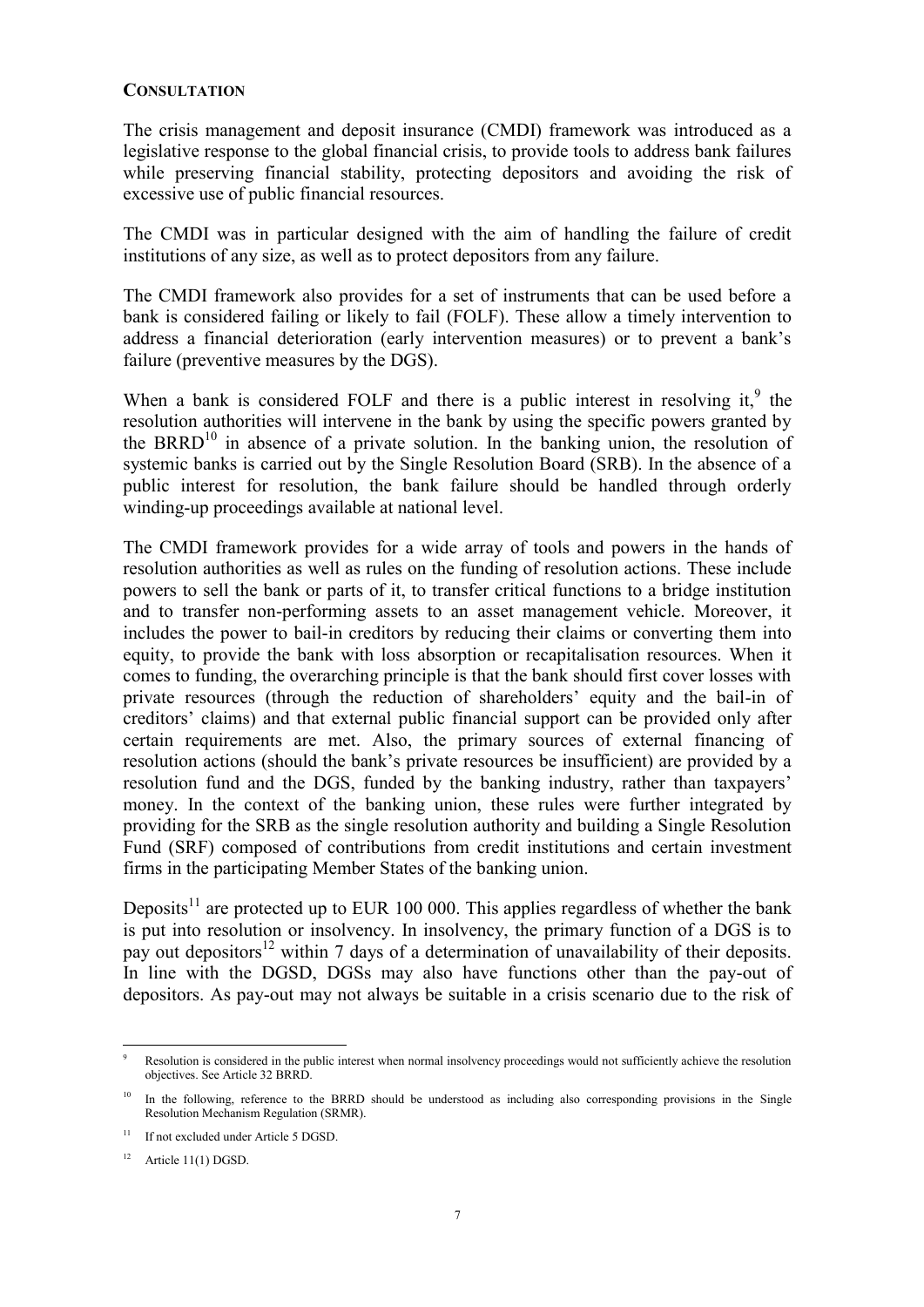**CONSULTATION**

The crisis management and deposit insurance (CMDI) framework was introduced as a legislative response to the global financial crisis, to provide tools to address bank failures while preserving financial stability, protecting depositors and avoiding the risk of excessive use of public financial resources.

The CMDI was in particular designed with the aim of handling the failure of credit institutions of any size, as well as to protect depositors from any failure.

The CMDI framework also provides for a set of instruments that can be used before a bank is considered failing or likely to fail (FOLF). These allow a timely intervention to address a financial deterioration (early intervention measures) or to prevent a bank's failure (preventive measures by the DGS).

When a bank is considered FOLF and there is a public interest in resolving it,[9] the resolution authorities will intervene in the bank by using the specific powers granted by the BRRD[10] in absence of a private solution. In the banking union, the resolution of systemic banks is carried out by the Single Resolution Board (SRB). In the absence of a public interest for resolution, the bank failure should be handled through orderly winding-up proceedings available at national level.

The CMDI framework provides for a wide array of tools and powers in the hands of resolution authorities as well as rules on the funding of resolution actions. These include powers to sell the bank or parts of it, to transfer critical functions to a bridge institution and to transfer non-performing assets to an asset management vehicle. Moreover, it includes the power to bail-in creditors by reducing their claims or converting them into equity, to provide the bank with loss absorption or recapitalisation resources. When it comes to funding, the overarching principle is that the bank should first cover losses with private resources (through the reduction of shareholders' equity and the bail-in of creditors' claims) and that external public financial support can be provided only after certain requirements are met. Also, the primary sources of external financing of resolution actions (should the bank's private resources be insufficient) are provided by a resolution fund and the DGS, funded by the banking industry, rather than taxpayers' money. In the context of the banking union, these rules were further integrated by providing for the SRB as the single resolution authority and building a Single Resolution Fund (SRF) composed of contributions from credit institutions and certain investment firms in the participating Member States of the banking union.

Deposits[11] are protected up to EUR 100 000. This applies regardless of whether the bank is put into resolution or insolvency. In insolvency, the primary function of a DGS is to pay out depositors[12] within 7 days of a determination of unavailability of their deposits. In line with the DGSD, DGSs may also have functions other than the pay-out of depositors. As pay-out may not always be suitable in a crisis scenario due to the risk of

---

[9] Resolution is considered in the public interest when normal insolvency proceedings would not sufficiently achieve the resolution objectives. See Article 32 BRRD.

[10] In the following, reference to the BRRD should be understood as including also corresponding provisions in the Single Resolution Mechanism Regulation (SRMR).

[11] If not excluded under Article 5 DGSD.

[12] Article 11(1) DGSD.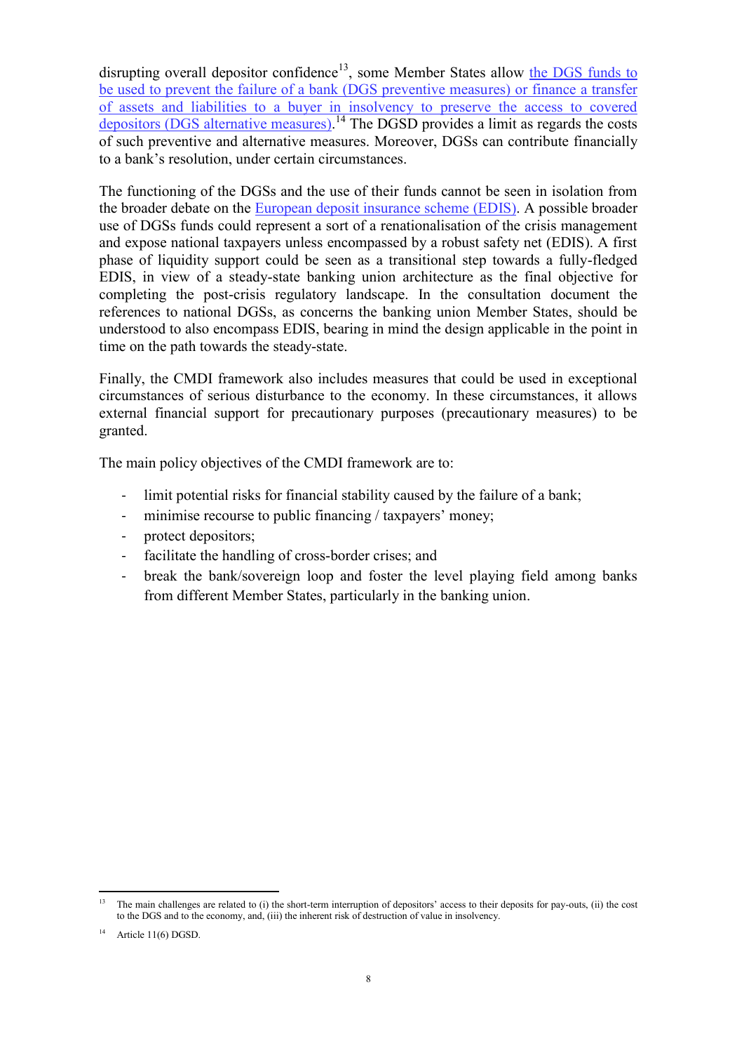disrupting overall depositor confidence[13], some Member States allow the DGS funds to be used to prevent the failure of a bank (DGS preventive measures) or finance a transfer of assets and liabilities to a buyer in insolvency to preserve the access to covered depositors (DGS alternative measures).[14] The DGSD provides a limit as regards the costs of such preventive and alternative measures. Moreover, DGSs can contribute financially to a bank's resolution, under certain circumstances.

The functioning of the DGSs and the use of their funds cannot be seen in isolation from the broader debate on the European deposit insurance scheme (EDIS). A possible broader use of DGSs funds could represent a sort of a renationalisation of the crisis management and expose national taxpayers unless encompassed by a robust safety net (EDIS). A first phase of liquidity support could be seen as a transitional step towards a fully-fledged EDIS, in view of a steady-state banking union architecture as the final objective for completing the post-crisis regulatory landscape. In the consultation document the references to national DGSs, as concerns the banking union Member States, should be understood to also encompass EDIS, bearing in mind the design applicable in the point in time on the path towards the steady-state.

Finally, the CMDI framework also includes measures that could be used in exceptional circumstances of serious disturbance to the economy. In these circumstances, it allows external financial support for precautionary purposes (precautionary measures) to be granted.

The main policy objectives of the CMDI framework are to:

- limit potential risks for financial stability caused by the failure of a bank;
- minimise recourse to public financing / taxpayers' money;
- protect depositors;
- facilitate the handling of cross-border crises; and
- break the bank/sovereign loop and foster the level playing field among banks from different Member States, particularly in the banking union.

---

[13] The main challenges are related to (i) the short-term interruption of depositors' access to their deposits for pay-outs, (ii) the cost to the DGS and to the economy, and, (iii) the inherent risk of destruction of value in insolvency.

[14] Article 11(6) DGSD.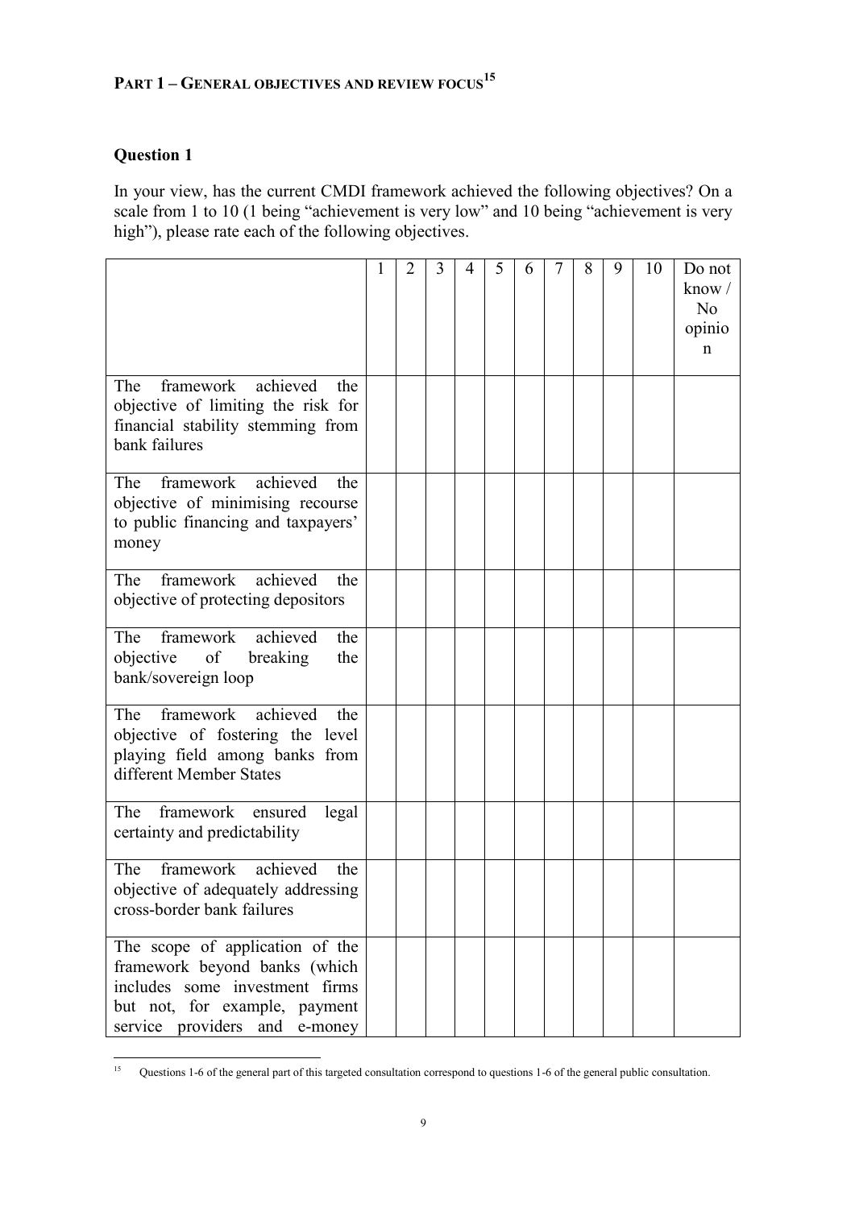## Part 1 – General objectives and review focus[15]

### Question 1

In your view, has the current CMDI framework achieved the following objectives? On a scale from 1 to 10 (1 being "achievement is very low" and 10 being "achievement is very high"), please rate each of the following objectives.

| | 1 | 2 | 3 | 4 | 5 | 6 | 7 | 8 | 9 | 10 | Do not know / No opinion |
|---|---|---|---|---|---|---|---|---|---|---|---|
| The framework achieved the objective of limiting the risk for financial stability stemming from bank failures | | | | | | | | | | | |
| The framework achieved the objective of minimising recourse to public financing and taxpayers' money | | | | | | | | | | | |
| The framework achieved the objective of protecting depositors | | | | | | | | | | | |
| The framework achieved the objective of breaking the bank/sovereign loop | | | | | | | | | | | |
| The framework achieved the objective of fostering the level playing field among banks from different Member States | | | | | | | | | | | |
| The framework ensured legal certainty and predictability | | | | | | | | | | | |
| The framework achieved the objective of adequately addressing cross-border bank failures | | | | | | | | | | | |
| The scope of application of the framework beyond banks (which includes some investment firms but not, for example, payment service providers and e-money | | | | | | | | | | | |

[15] Questions 1-6 of the general part of this targeted consultation correspond to questions 1-6 of the general public consultation.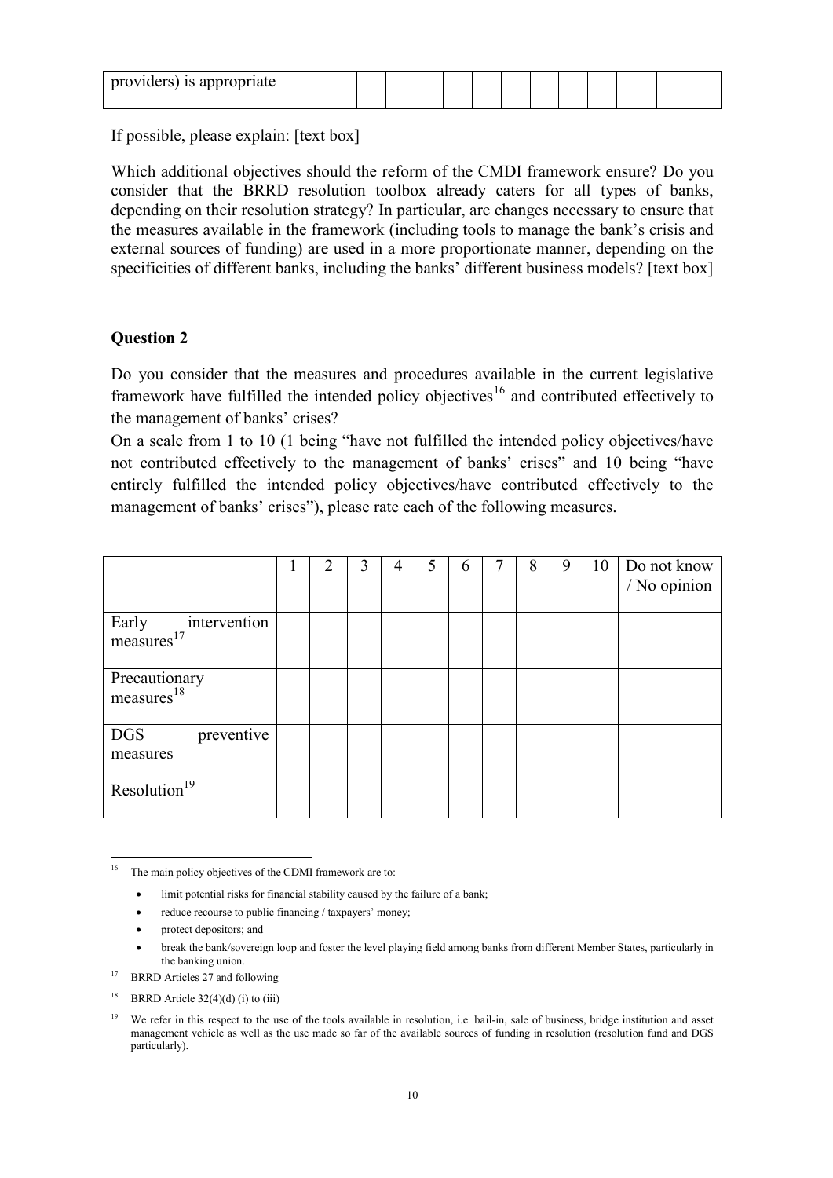| providers) is appropriate | | | | | | | | | | | |
|---|---|---|---|---|---|---|---|---|---|---|---|

If possible, please explain: [text box]

Which additional objectives should the reform of the CMDI framework ensure? Do you consider that the BRRD resolution toolbox already caters for all types of banks, depending on their resolution strategy? In particular, are changes necessary to ensure that the measures available in the framework (including tools to manage the bank's crisis and external sources of funding) are used in a more proportionate manner, depending on the specificities of different banks, including the banks' different business models? [text box]

**Question 2**

Do you consider that the measures and procedures available in the current legislative framework have fulfilled the intended policy objectives[16] and contributed effectively to the management of banks' crises?

On a scale from 1 to 10 (1 being "have not fulfilled the intended policy objectives/have not contributed effectively to the management of banks' crises" and 10 being "have entirely fulfilled the intended policy objectives/have contributed effectively to the management of banks' crises"), please rate each of the following measures.

| | 1 | 2 | 3 | 4 | 5 | 6 | 7 | 8 | 9 | 10 | Do not know / No opinion |
|---|---|---|---|---|---|---|---|---|---|---|---|
| Early intervention measures[17] | | | | | | | | | | | |
| Precautionary measures[18] | | | | | | | | | | | |
| DGS preventive measures | | | | | | | | | | | |
| Resolution[19] | | | | | | | | | | | |

[16] The main policy objectives of the CDMI framework are to:

- limit potential risks for financial stability caused by the failure of a bank;
- reduce recourse to public financing / taxpayers' money;
- protect depositors; and
- break the bank/sovereign loop and foster the level playing field among banks from different Member States, particularly in the banking union.

[17] BRRD Articles 27 and following

[18] BRRD Article 32(4)(d) (i) to (iii)

[19] We refer in this respect to the use of the tools available in resolution, i.e. bail-in, sale of business, bridge institution and asset management vehicle as well as the use made so far of the available sources of funding in resolution (resolution fund and DGS particularly).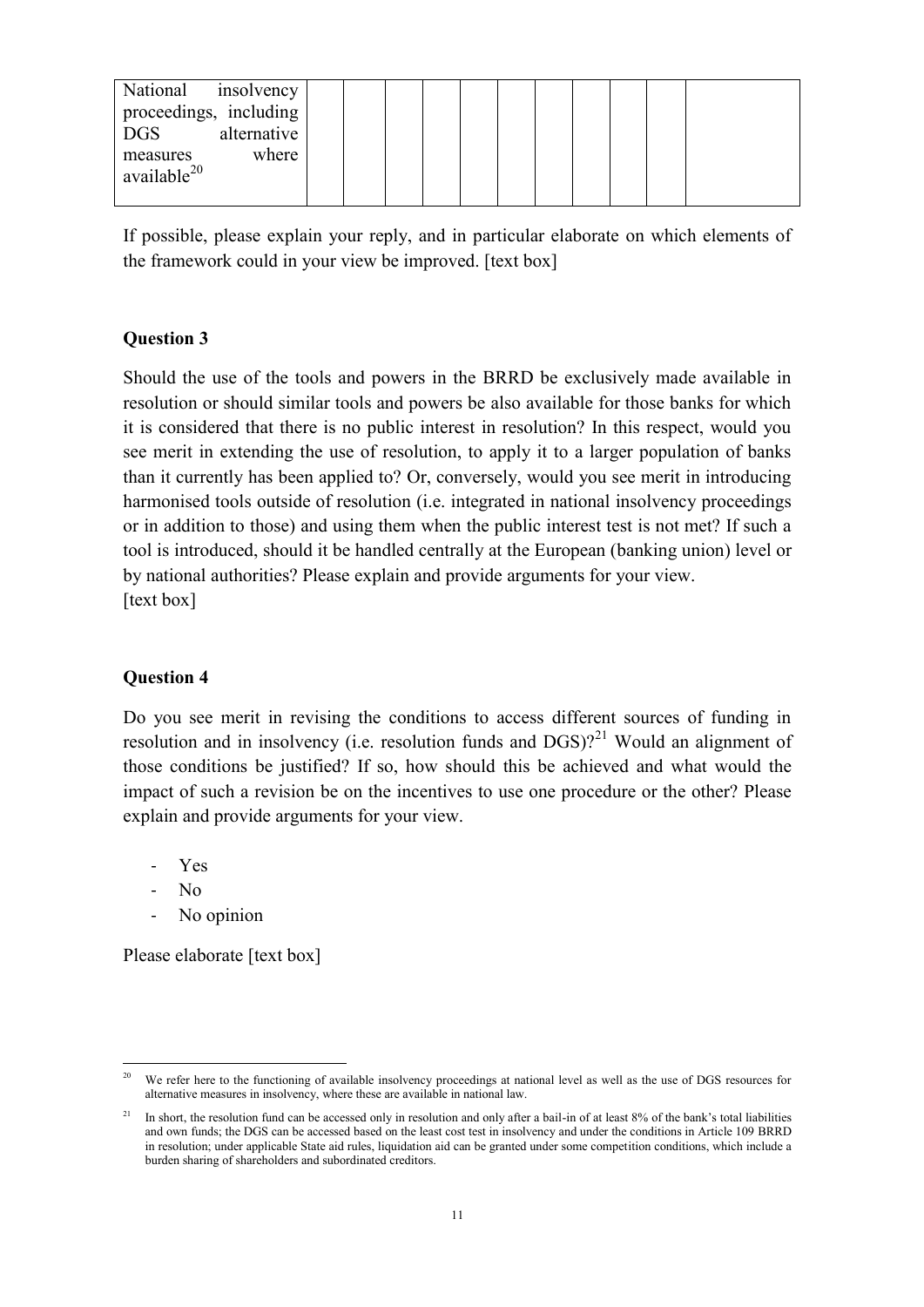| National insolvency proceedings, including DGS alternative measures where available[20] | | | | | | | | | | |
|---|---|---|---|---|---|---|---|---|---|---|

If possible, please explain your reply, and in particular elaborate on which elements of the framework could in your view be improved. [text box]

**Question 3**

Should the use of the tools and powers in the BRRD be exclusively made available in resolution or should similar tools and powers be also available for those banks for which it is considered that there is no public interest in resolution? In this respect, would you see merit in extending the use of resolution, to apply it to a larger population of banks than it currently has been applied to? Or, conversely, would you see merit in introducing harmonised tools outside of resolution (i.e. integrated in national insolvency proceedings or in addition to those) and using them when the public interest test is not met? If such a tool is introduced, should it be handled centrally at the European (banking union) level or by national authorities? Please explain and provide arguments for your view.
[text box]

**Question 4**

Do you see merit in revising the conditions to access different sources of funding in resolution and in insolvency (i.e. resolution funds and DGS)?[21] Would an alignment of those conditions be justified? If so, how should this be achieved and what would the impact of such a revision be on the incentives to use one procedure or the other? Please explain and provide arguments for your view.

- Yes
- No
- No opinion

Please elaborate [text box]

---

[20] We refer here to the functioning of available insolvency proceedings at national level as well as the use of DGS resources for alternative measures in insolvency, where these are available in national law.

[21] In short, the resolution fund can be accessed only in resolution and only after a bail-in of at least 8% of the bank's total liabilities and own funds; the DGS can be accessed based on the least cost test in insolvency and under the conditions in Article 109 BRRD in resolution; under applicable State aid rules, liquidation aid can be granted under some competition conditions, which include a burden sharing of shareholders and subordinated creditors.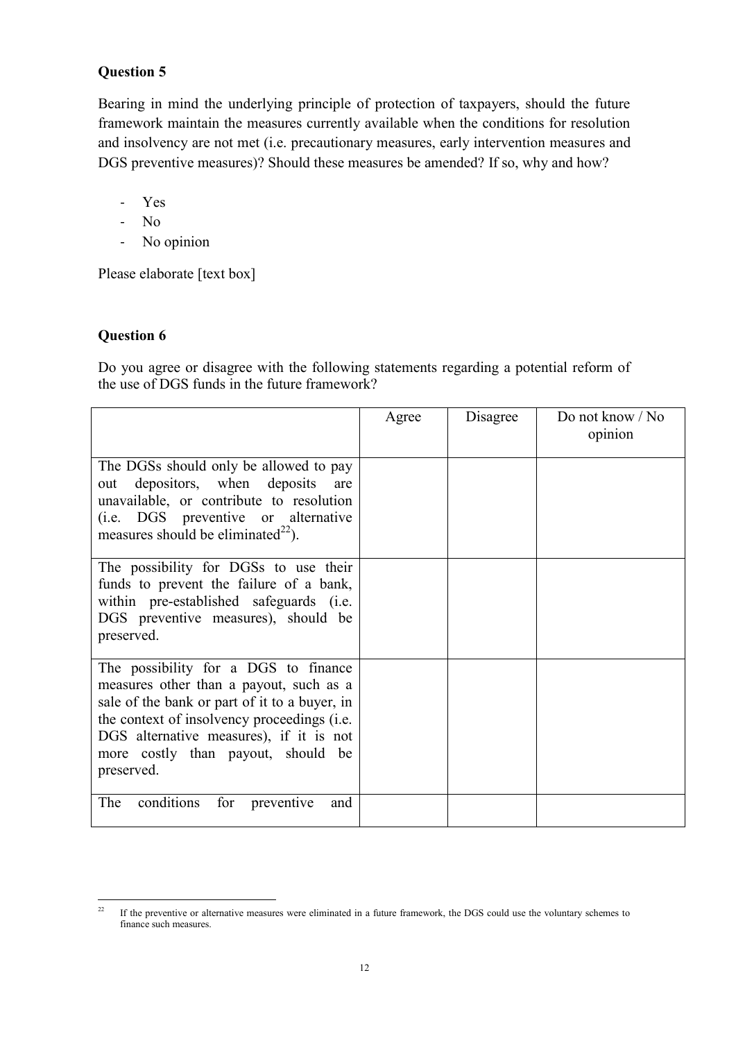**Question 5**

Bearing in mind the underlying principle of protection of taxpayers, should the future framework maintain the measures currently available when the conditions for resolution and insolvency are not met (i.e. precautionary measures, early intervention measures and DGS preventive measures)? Should these measures be amended? If so, why and how?

- Yes
- No
- No opinion

Please elaborate [text box]

**Question 6**

Do you agree or disagree with the following statements regarding a potential reform of the use of DGS funds in the future framework?

| | Agree | Disagree | Do not know / No opinion |
|---|---|---|---|
| The DGSs should only be allowed to pay out depositors, when deposits are unavailable, or contribute to resolution (i.e. DGS preventive or alternative measures should be eliminated[22]). | | | |
| The possibility for DGSs to use their funds to prevent the failure of a bank, within pre-established safeguards (i.e. DGS preventive measures), should be preserved. | | | |
| The possibility for a DGS to finance measures other than a payout, such as a sale of the bank or part of it to a buyer, in the context of insolvency proceedings (i.e. DGS alternative measures), if it is not more costly than payout, should be preserved. | | | |
| The conditions for preventive and | | | |

[22] If the preventive or alternative measures were eliminated in a future framework, the DGS could use the voluntary schemes to finance such measures.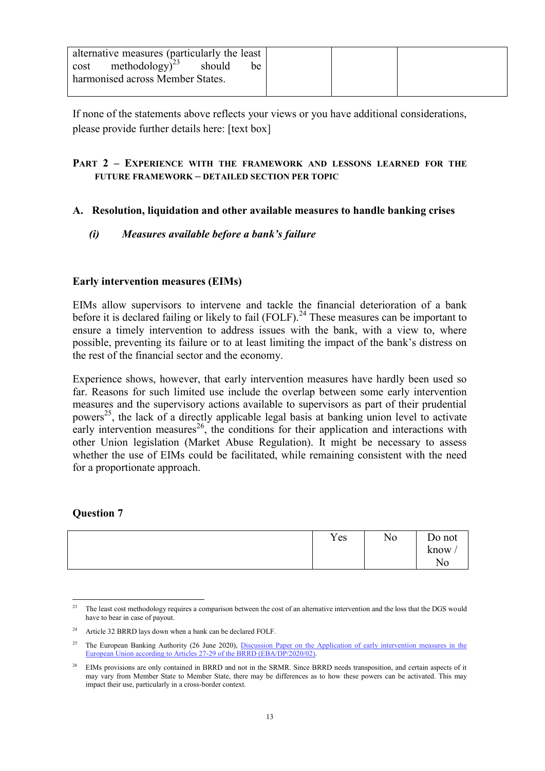| alternative measures (particularly the least cost methodology)[23] should be harmonised across Member States. | | | |
|---|---|---|---|

If none of the statements above reflects your views or you have additional considerations, please provide further details here: [text box]

## PART 2 – EXPERIENCE WITH THE FRAMEWORK AND LESSONS LEARNED FOR THE FUTURE FRAMEWORK – DETAILED SECTION PER TOPIC

### A. Resolution, liquidation and other available measures to handle banking crises

#### *(i) Measures available before a bank's failure*

**Early intervention measures (EIMs)**

EIMs allow supervisors to intervene and tackle the financial deterioration of a bank before it is declared failing or likely to fail (FOLF).[24] These measures can be important to ensure a timely intervention to address issues with the bank, with a view to, where possible, preventing its failure or to at least limiting the impact of the bank's distress on the rest of the financial sector and the economy.

Experience shows, however, that early intervention measures have hardly been used so far. Reasons for such limited use include the overlap between some early intervention measures and the supervisory actions available to supervisors as part of their prudential powers[25], the lack of a directly applicable legal basis at banking union level to activate early intervention measures[26], the conditions for their application and interactions with other Union legislation (Market Abuse Regulation). It might be necessary to assess whether the use of EIMs could be facilitated, while remaining consistent with the need for a proportionate approach.

**Question 7**

| | Yes | No | Do not know / No |
|---|---|---|---|

[23] The least cost methodology requires a comparison between the cost of an alternative intervention and the loss that the DGS would have to bear in case of payout.

[24] Article 32 BRRD lays down when a bank can be declared FOLF.

[25] The European Banking Authority (26 June 2020), Discussion Paper on the Application of early intervention measures in the European Union according to Articles 27-29 of the BRRD (EBA/DP/2020/02).

[26] EIMs provisions are only contained in BRRD and not in the SRMR. Since BRRD needs transposition, and certain aspects of it may vary from Member State to Member State, there may be differences as to how these powers can be activated. This may impact their use, particularly in a cross-border context.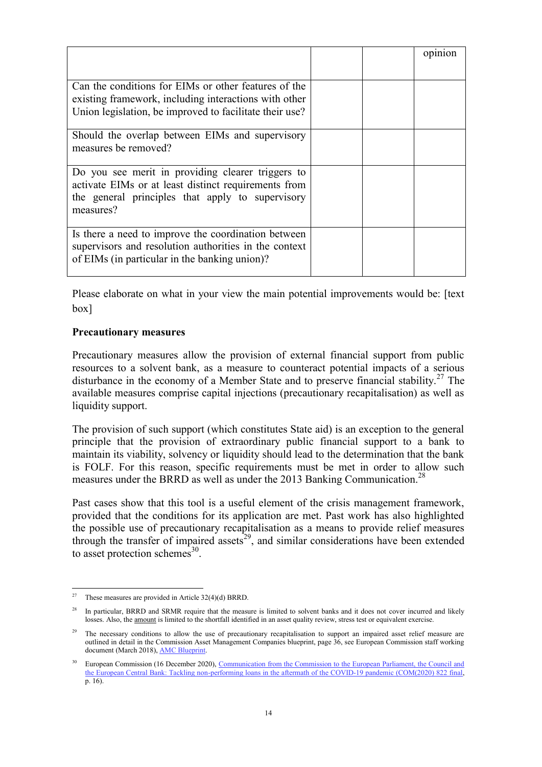| | | | opinion |
|---|---|---|---|
| Can the conditions for EIMs or other features of the existing framework, including interactions with other Union legislation, be improved to facilitate their use? | | | |
| Should the overlap between EIMs and supervisory measures be removed? | | | |
| Do you see merit in providing clearer triggers to activate EIMs or at least distinct requirements from the general principles that apply to supervisory measures? | | | |
| Is there a need to improve the coordination between supervisors and resolution authorities in the context of EIMs (in particular in the banking union)? | | | |

Please elaborate on what in your view the main potential improvements would be: [text box]

**Precautionary measures**

Precautionary measures allow the provision of external financial support from public resources to a solvent bank, as a measure to counteract potential impacts of a serious disturbance in the economy of a Member State and to preserve financial stability.[27] The available measures comprise capital injections (precautionary recapitalisation) as well as liquidity support.

The provision of such support (which constitutes State aid) is an exception to the general principle that the provision of extraordinary public financial support to a bank to maintain its viability, solvency or liquidity should lead to the determination that the bank is FOLF. For this reason, specific requirements must be met in order to allow such measures under the BRRD as well as under the 2013 Banking Communication.[28]

Past cases show that this tool is a useful element of the crisis management framework, provided that the conditions for its application are met. Past work has also highlighted the possible use of precautionary recapitalisation as a means to provide relief measures through the transfer of impaired assets[29], and similar considerations have been extended to asset protection schemes[30].

---

[27] These measures are provided in Article 32(4)(d) BRRD.

[28] In particular, BRRD and SRMR require that the measure is limited to solvent banks and it does not cover incurred and likely losses. Also, the amount is limited to the shortfall identified in an asset quality review, stress test or equivalent exercise.

[29] The necessary conditions to allow the use of precautionary recapitalisation to support an impaired asset relief measure are outlined in detail in the Commission Asset Management Companies blueprint, page 36, see European Commission staff working document (March 2018), AMC Blueprint.

[30] European Commission (16 December 2020), Communication from the Commission to the European Parliament, the Council and the European Central Bank: Tackling non-performing loans in the aftermath of the COVID-19 pandemic (COM(2020) 822 final, p. 16).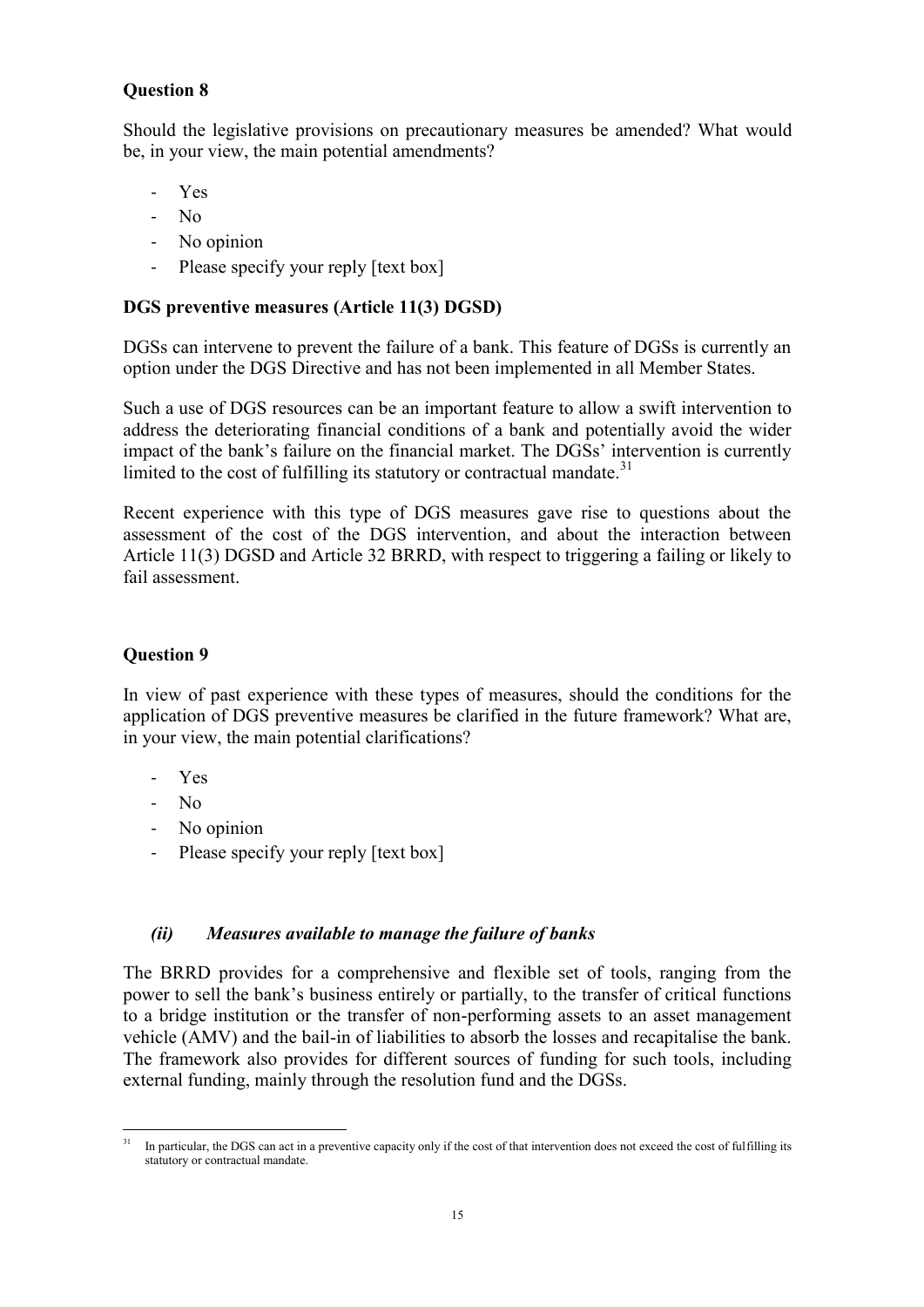**Question 8**

Should the legislative provisions on precautionary measures be amended? What would be, in your view, the main potential amendments?

- Yes
- No
- No opinion
- Please specify your reply [text box]

**DGS preventive measures (Article 11(3) DGSD)**

DGSs can intervene to prevent the failure of a bank. This feature of DGSs is currently an option under the DGS Directive and has not been implemented in all Member States.

Such a use of DGS resources can be an important feature to allow a swift intervention to address the deteriorating financial conditions of a bank and potentially avoid the wider impact of the bank's failure on the financial market. The DGSs' intervention is currently limited to the cost of fulfilling its statutory or contractual mandate.[31]

Recent experience with this type of DGS measures gave rise to questions about the assessment of the cost of the DGS intervention, and about the interaction between Article 11(3) DGSD and Article 32 BRRD, with respect to triggering a failing or likely to fail assessment.

**Question 9**

In view of past experience with these types of measures, should the conditions for the application of DGS preventive measures be clarified in the future framework? What are, in your view, the main potential clarifications?

- Yes
- No
- No opinion
- Please specify your reply [text box]

***(ii) Measures available to manage the failure of banks***

The BRRD provides for a comprehensive and flexible set of tools, ranging from the power to sell the bank's business entirely or partially, to the transfer of critical functions to a bridge institution or the transfer of non-performing assets to an asset management vehicle (AMV) and the bail-in of liabilities to absorb the losses and recapitalise the bank. The framework also provides for different sources of funding for such tools, including external funding, mainly through the resolution fund and the DGSs.

---

[31] In particular, the DGS can act in a preventive capacity only if the cost of that intervention does not exceed the cost of fulfilling its statutory or contractual mandate.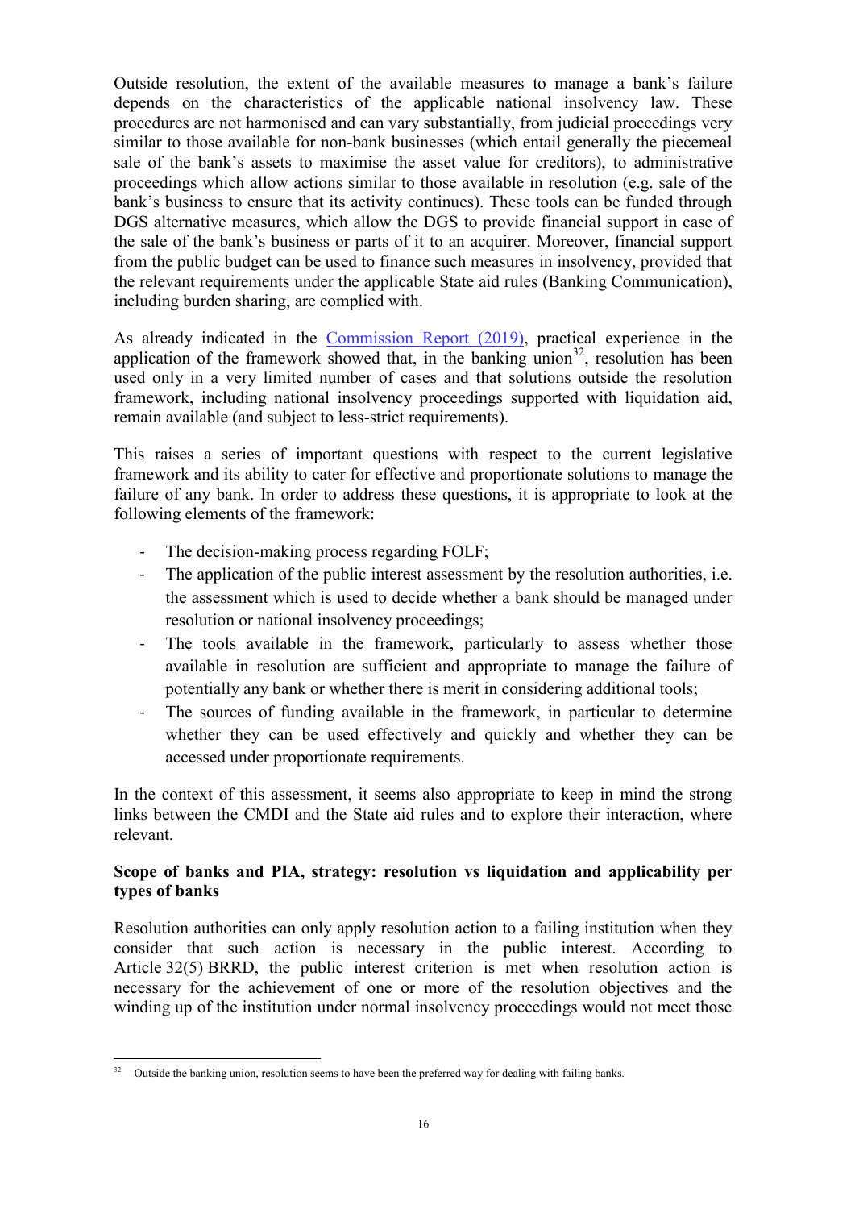Outside resolution, the extent of the available measures to manage a bank's failure depends on the characteristics of the applicable national insolvency law. These procedures are not harmonised and can vary substantially, from judicial proceedings very similar to those available for non-bank businesses (which entail generally the piecemeal sale of the bank's assets to maximise the asset value for creditors), to administrative proceedings which allow actions similar to those available in resolution (e.g. sale of the bank's business to ensure that its activity continues). These tools can be funded through DGS alternative measures, which allow the DGS to provide financial support in case of the sale of the bank's business or parts of it to an acquirer. Moreover, financial support from the public budget can be used to finance such measures in insolvency, provided that the relevant requirements under the applicable State aid rules (Banking Communication), including burden sharing, are complied with.

As already indicated in the Commission Report (2019), practical experience in the application of the framework showed that, in the banking union[32], resolution has been used only in a very limited number of cases and that solutions outside the resolution framework, including national insolvency proceedings supported with liquidation aid, remain available (and subject to less-strict requirements).

This raises a series of important questions with respect to the current legislative framework and its ability to cater for effective and proportionate solutions to manage the failure of any bank. In order to address these questions, it is appropriate to look at the following elements of the framework:

- The decision-making process regarding FOLF;
- The application of the public interest assessment by the resolution authorities, i.e. the assessment which is used to decide whether a bank should be managed under resolution or national insolvency proceedings;
- The tools available in the framework, particularly to assess whether those available in resolution are sufficient and appropriate to manage the failure of potentially any bank or whether there is merit in considering additional tools;
- The sources of funding available in the framework, in particular to determine whether they can be used effectively and quickly and whether they can be accessed under proportionate requirements.

In the context of this assessment, it seems also appropriate to keep in mind the strong links between the CMDI and the State aid rules and to explore their interaction, where relevant.

**Scope of banks and PIA, strategy: resolution vs liquidation and applicability per types of banks**

Resolution authorities can only apply resolution action to a failing institution when they consider that such action is necessary in the public interest. According to Article 32(5) BRRD, the public interest criterion is met when resolution action is necessary for the achievement of one or more of the resolution objectives and the winding up of the institution under normal insolvency proceedings would not meet those

[32] Outside the banking union, resolution seems to have been the preferred way for dealing with failing banks.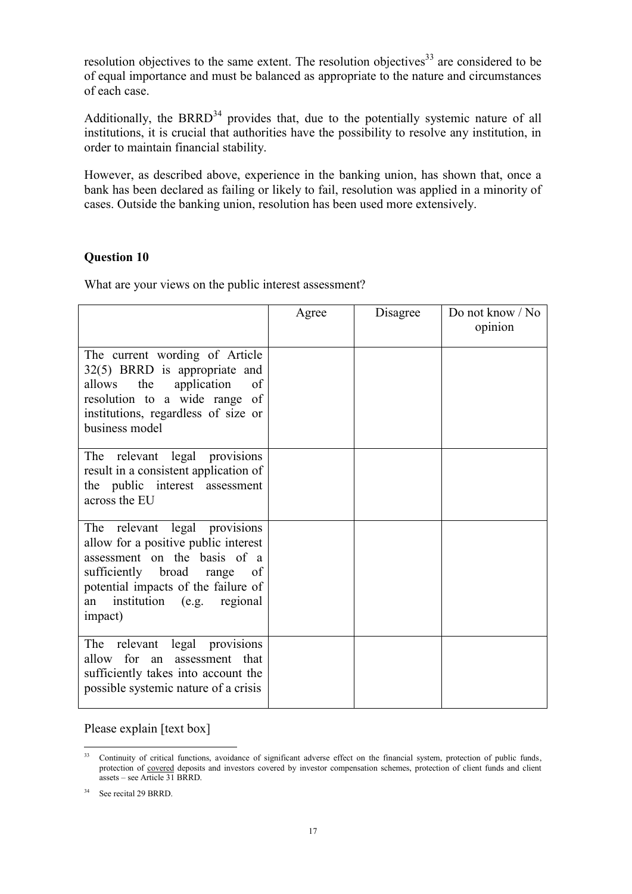resolution objectives to the same extent. The resolution objectives[33] are considered to be of equal importance and must be balanced as appropriate to the nature and circumstances of each case.

Additionally, the BRRD[34] provides that, due to the potentially systemic nature of all institutions, it is crucial that authorities have the possibility to resolve any institution, in order to maintain financial stability.

However, as described above, experience in the banking union, has shown that, once a bank has been declared as failing or likely to fail, resolution was applied in a minority of cases. Outside the banking union, resolution has been used more extensively.

**Question 10**

What are your views on the public interest assessment?

| | Agree | Disagree | Do not know / No opinion |
|---|---|---|---|
| The current wording of Article 32(5) BRRD is appropriate and allows the application of resolution to a wide range of institutions, regardless of size or business model | | | |
| The relevant legal provisions result in a consistent application of the public interest assessment across the EU | | | |
| The relevant legal provisions allow for a positive public interest assessment on the basis of a sufficiently broad range of potential impacts of the failure of an institution (e.g. regional impact) | | | |
| The relevant legal provisions allow for an assessment that sufficiently takes into account the possible systemic nature of a crisis | | | |

Please explain [text box]

[33] Continuity of critical functions, avoidance of significant adverse effect on the financial system, protection of public funds, protection of <u>covered</u> deposits and investors covered by investor compensation schemes, protection of client funds and client assets – see Article 31 BRRD.

[34] See recital 29 BRRD.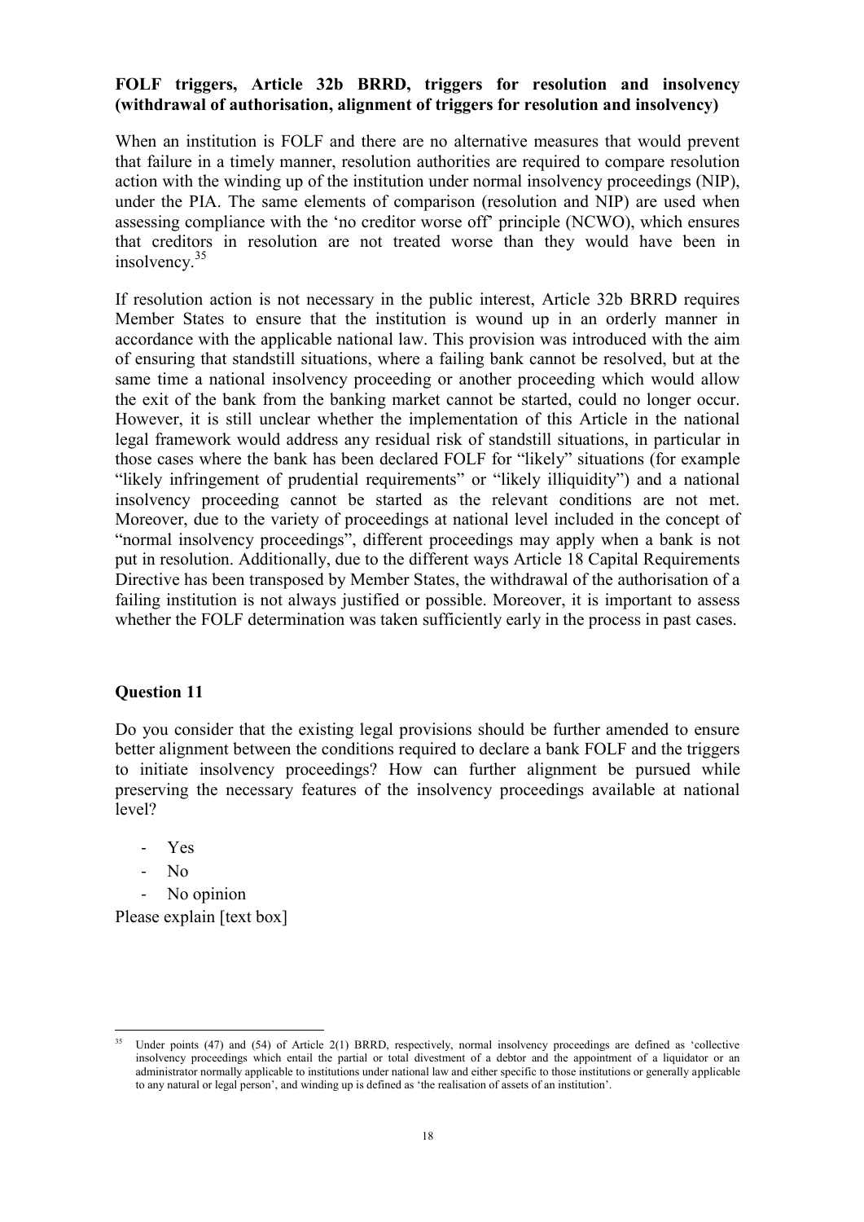**FOLF triggers, Article 32b BRRD, triggers for resolution and insolvency (withdrawal of authorisation, alignment of triggers for resolution and insolvency)**

When an institution is FOLF and there are no alternative measures that would prevent that failure in a timely manner, resolution authorities are required to compare resolution action with the winding up of the institution under normal insolvency proceedings (NIP), under the PIA. The same elements of comparison (resolution and NIP) are used when assessing compliance with the 'no creditor worse off' principle (NCWO), which ensures that creditors in resolution are not treated worse than they would have been in insolvency.[35]

If resolution action is not necessary in the public interest, Article 32b BRRD requires Member States to ensure that the institution is wound up in an orderly manner in accordance with the applicable national law. This provision was introduced with the aim of ensuring that standstill situations, where a failing bank cannot be resolved, but at the same time a national insolvency proceeding or another proceeding which would allow the exit of the bank from the banking market cannot be started, could no longer occur. However, it is still unclear whether the implementation of this Article in the national legal framework would address any residual risk of standstill situations, in particular in those cases where the bank has been declared FOLF for "likely" situations (for example "likely infringement of prudential requirements" or "likely illiquidity") and a national insolvency proceeding cannot be started as the relevant conditions are not met. Moreover, due to the variety of proceedings at national level included in the concept of "normal insolvency proceedings", different proceedings may apply when a bank is not put in resolution. Additionally, due to the different ways Article 18 Capital Requirements Directive has been transposed by Member States, the withdrawal of the authorisation of a failing institution is not always justified or possible. Moreover, it is important to assess whether the FOLF determination was taken sufficiently early in the process in past cases.

**Question 11**

Do you consider that the existing legal provisions should be further amended to ensure better alignment between the conditions required to declare a bank FOLF and the triggers to initiate insolvency proceedings? How can further alignment be pursued while preserving the necessary features of the insolvency proceedings available at national level?

- Yes
- No
- No opinion

Please explain [text box]

---

[35] Under points (47) and (54) of Article 2(1) BRRD, respectively, normal insolvency proceedings are defined as 'collective insolvency proceedings which entail the partial or total divestment of a debtor and the appointment of a liquidator or an administrator normally applicable to institutions under national law and either specific to those institutions or generally applicable to any natural or legal person', and winding up is defined as 'the realisation of assets of an institution'.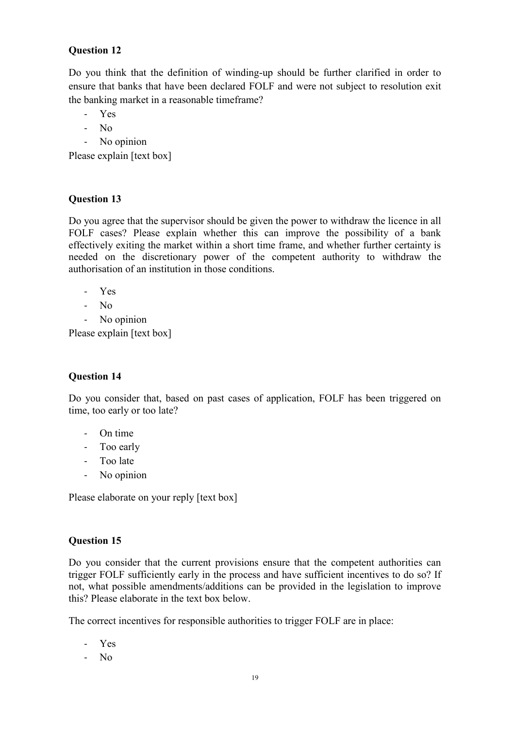**Question 12**

Do you think that the definition of winding-up should be further clarified in order to ensure that banks that have been declared FOLF and were not subject to resolution exit the banking market in a reasonable timeframe?

- Yes
- No
- No opinion

Please explain [text box]

**Question 13**

Do you agree that the supervisor should be given the power to withdraw the licence in all FOLF cases? Please explain whether this can improve the possibility of a bank effectively exiting the market within a short time frame, and whether further certainty is needed on the discretionary power of the competent authority to withdraw the authorisation of an institution in those conditions.

- Yes
- No
- No opinion

Please explain [text box]

**Question 14**

Do you consider that, based on past cases of application, FOLF has been triggered on time, too early or too late?

- On time
- Too early
- Too late
- No opinion

Please elaborate on your reply [text box]

**Question 15**

Do you consider that the current provisions ensure that the competent authorities can trigger FOLF sufficiently early in the process and have sufficient incentives to do so? If not, what possible amendments/additions can be provided in the legislation to improve this? Please elaborate in the text box below.

The correct incentives for responsible authorities to trigger FOLF are in place:

- Yes
- No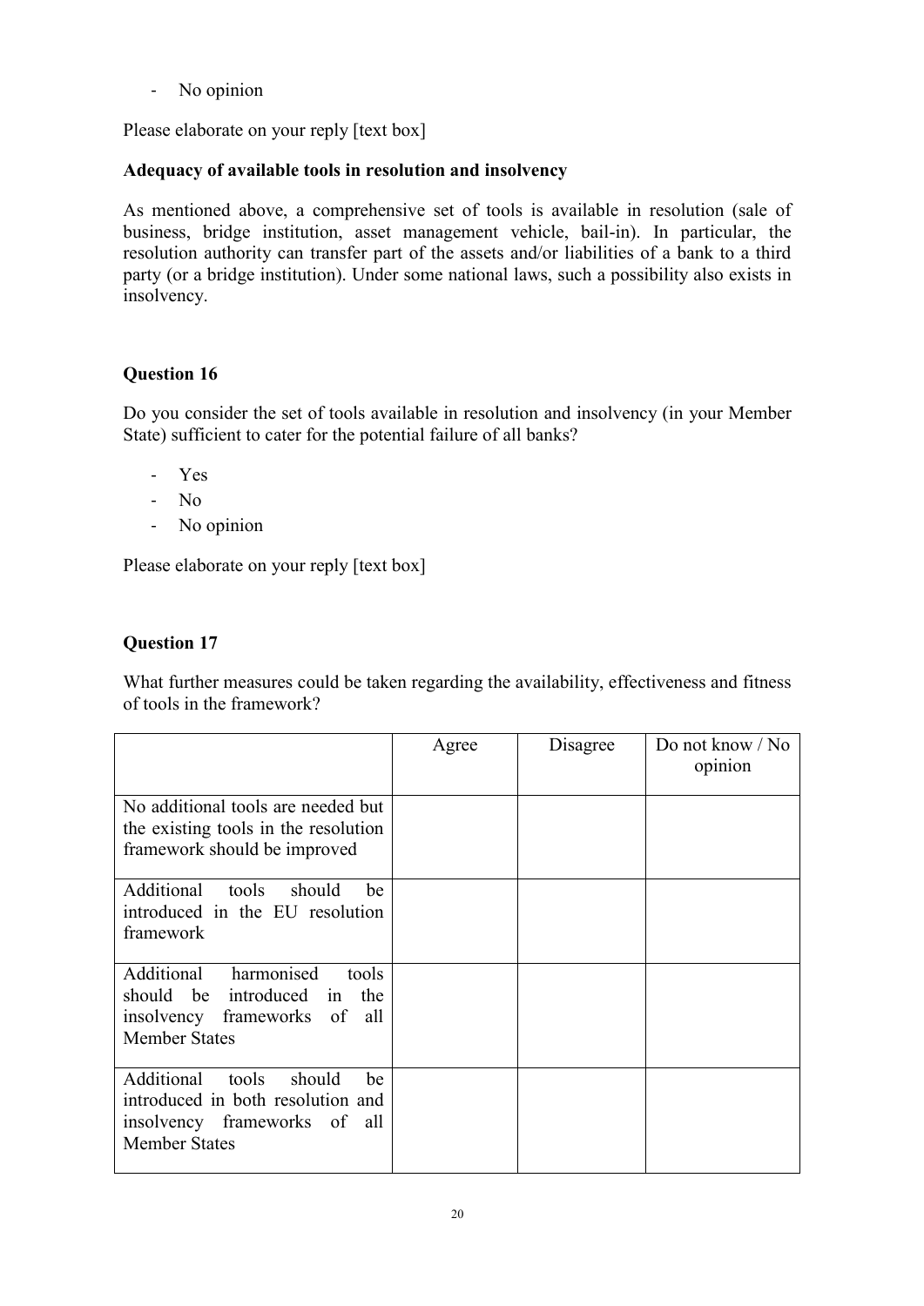- No opinion

Please elaborate on your reply [text box]

**Adequacy of available tools in resolution and insolvency**

As mentioned above, a comprehensive set of tools is available in resolution (sale of business, bridge institution, asset management vehicle, bail-in). In particular, the resolution authority can transfer part of the assets and/or liabilities of a bank to a third party (or a bridge institution). Under some national laws, such a possibility also exists in insolvency.

**Question 16**

Do you consider the set of tools available in resolution and insolvency (in your Member State) sufficient to cater for the potential failure of all banks?

- Yes
- No
- No opinion

Please elaborate on your reply [text box]

**Question 17**

What further measures could be taken regarding the availability, effectiveness and fitness of tools in the framework?

| | Agree | Disagree | Do not know / No opinion |
|---|---|---|---|
| No additional tools are needed but the existing tools in the resolution framework should be improved | | | |
| Additional tools should be introduced in the EU resolution framework | | | |
| Additional harmonised tools should be introduced in the insolvency frameworks of all Member States | | | |
| Additional tools should be introduced in both resolution and insolvency frameworks of all Member States | | | |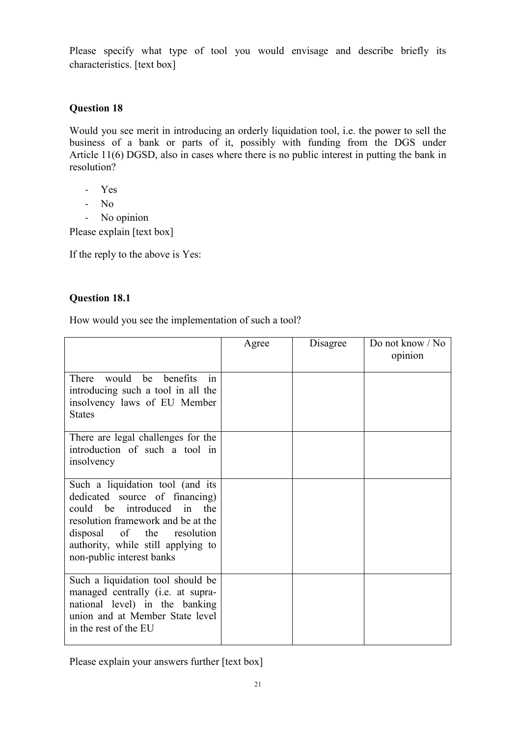Please specify what type of tool you would envisage and describe briefly its characteristics. [text box]

### Question 18

Would you see merit in introducing an orderly liquidation tool, i.e. the power to sell the business of a bank or parts of it, possibly with funding from the DGS under Article 11(6) DGSD, also in cases where there is no public interest in putting the bank in resolution?

- Yes
- No
- No opinion

Please explain [text box]

If the reply to the above is Yes:

### Question 18.1

How would you see the implementation of such a tool?

| | Agree | Disagree | Do not know / No opinion |
|---|---|---|---|
| There would be benefits in introducing such a tool in all the insolvency laws of EU Member States | | | |
| There are legal challenges for the introduction of such a tool in insolvency | | | |
| Such a liquidation tool (and its dedicated source of financing) could be introduced in the resolution framework and be at the disposal of the resolution authority, while still applying to non-public interest banks | | | |
| Such a liquidation tool should be managed centrally (i.e. at supra-national level) in the banking union and at Member State level in the rest of the EU | | | |

Please explain your answers further [text box]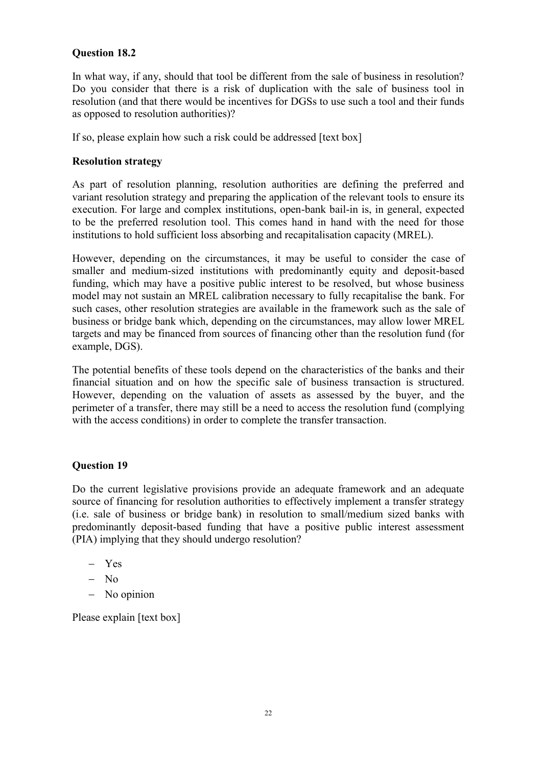**Question 18.2**

In what way, if any, should that tool be different from the sale of business in resolution? Do you consider that there is a risk of duplication with the sale of business tool in resolution (and that there would be incentives for DGSs to use such a tool and their funds as opposed to resolution authorities)?

If so, please explain how such a risk could be addressed [text box]

**Resolution strategy**

As part of resolution planning, resolution authorities are defining the preferred and variant resolution strategy and preparing the application of the relevant tools to ensure its execution. For large and complex institutions, open-bank bail-in is, in general, expected to be the preferred resolution tool. This comes hand in hand with the need for those institutions to hold sufficient loss absorbing and recapitalisation capacity (MREL).

However, depending on the circumstances, it may be useful to consider the case of smaller and medium-sized institutions with predominantly equity and deposit-based funding, which may have a positive public interest to be resolved, but whose business model may not sustain an MREL calibration necessary to fully recapitalise the bank. For such cases, other resolution strategies are available in the framework such as the sale of business or bridge bank which, depending on the circumstances, may allow lower MREL targets and may be financed from sources of financing other than the resolution fund (for example, DGS).

The potential benefits of these tools depend on the characteristics of the banks and their financial situation and on how the specific sale of business transaction is structured. However, depending on the valuation of assets as assessed by the buyer, and the perimeter of a transfer, there may still be a need to access the resolution fund (complying with the access conditions) in order to complete the transfer transaction.

**Question 19**

Do the current legislative provisions provide an adequate framework and an adequate source of financing for resolution authorities to effectively implement a transfer strategy (i.e. sale of business or bridge bank) in resolution to small/medium sized banks with predominantly deposit-based funding that have a positive public interest assessment (PIA) implying that they should undergo resolution?

- Yes
- No
- No opinion

Please explain [text box]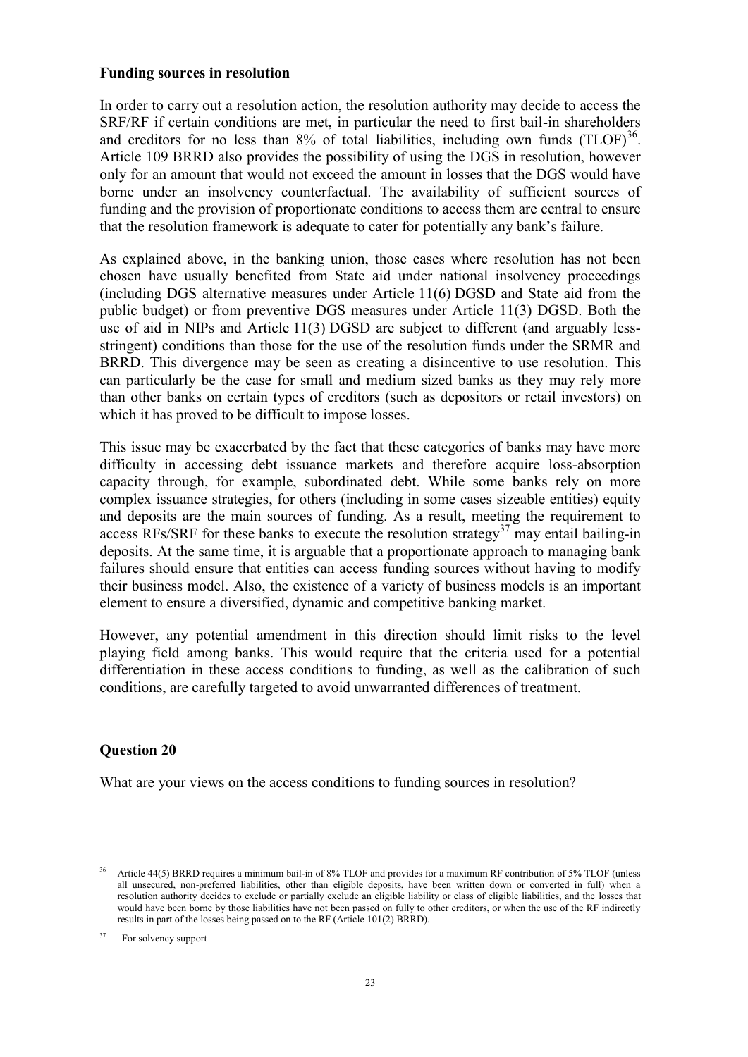**Funding sources in resolution**

In order to carry out a resolution action, the resolution authority may decide to access the SRF/RF if certain conditions are met, in particular the need to first bail-in shareholders and creditors for no less than 8% of total liabilities, including own funds (TLOF)[36]. Article 109 BRRD also provides the possibility of using the DGS in resolution, however only for an amount that would not exceed the amount in losses that the DGS would have borne under an insolvency counterfactual. The availability of sufficient sources of funding and the provision of proportionate conditions to access them are central to ensure that the resolution framework is adequate to cater for potentially any bank's failure.

As explained above, in the banking union, those cases where resolution has not been chosen have usually benefited from State aid under national insolvency proceedings (including DGS alternative measures under Article 11(6) DGSD and State aid from the public budget) or from preventive DGS measures under Article 11(3) DGSD. Both the use of aid in NIPs and Article 11(3) DGSD are subject to different (and arguably less-stringent) conditions than those for the use of the resolution funds under the SRMR and BRRD. This divergence may be seen as creating a disincentive to use resolution. This can particularly be the case for small and medium sized banks as they may rely more than other banks on certain types of creditors (such as depositors or retail investors) on which it has proved to be difficult to impose losses.

This issue may be exacerbated by the fact that these categories of banks may have more difficulty in accessing debt issuance markets and therefore acquire loss-absorption capacity through, for example, subordinated debt. While some banks rely on more complex issuance strategies, for others (including in some cases sizeable entities) equity and deposits are the main sources of funding. As a result, meeting the requirement to access RFs/SRF for these banks to execute the resolution strategy[37] may entail bailing-in deposits. At the same time, it is arguable that a proportionate approach to managing bank failures should ensure that entities can access funding sources without having to modify their business model. Also, the existence of a variety of business models is an important element to ensure a diversified, dynamic and competitive banking market.

However, any potential amendment in this direction should limit risks to the level playing field among banks. This would require that the criteria used for a potential differentiation in these access conditions to funding, as well as the calibration of such conditions, are carefully targeted to avoid unwarranted differences of treatment.

**Question 20**

What are your views on the access conditions to funding sources in resolution?

---

[36] Article 44(5) BRRD requires a minimum bail-in of 8% TLOF and provides for a maximum RF contribution of 5% TLOF (unless all unsecured, non-preferred liabilities, other than eligible deposits, have been written down or converted in full) when a resolution authority decides to exclude or partially exclude an eligible liability or class of eligible liabilities, and the losses that would have been borne by those liabilities have not been passed on fully to other creditors, or when the use of the RF indirectly results in part of the losses being passed on to the RF (Article 101(2) BRRD).

[37] For solvency support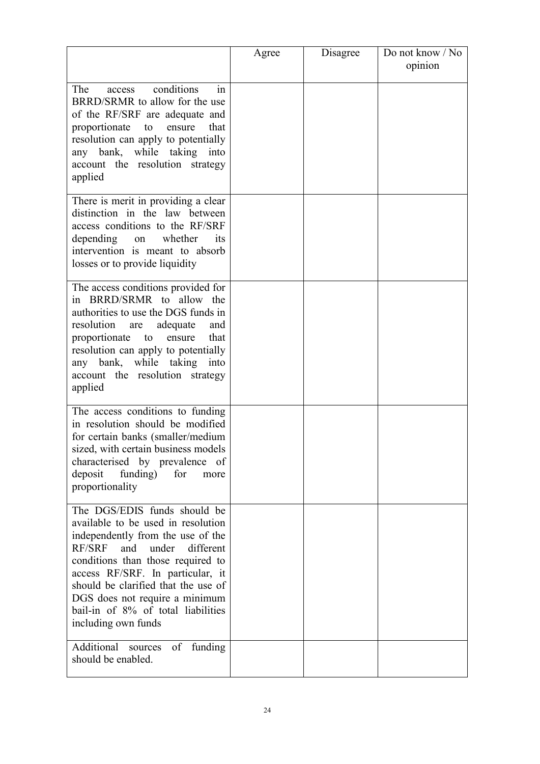| | Agree | Disagree | Do not know / No opinion |
|---|---|---|---|
| The access conditions in BRRD/SRMR to allow for the use of the RF/SRF are adequate and proportionate to ensure that resolution can apply to potentially any bank, while taking into account the resolution strategy applied | | | |
| There is merit in providing a clear distinction in the law between access conditions to the RF/SRF depending on whether its intervention is meant to absorb losses or to provide liquidity | | | |
| The access conditions provided for in BRRD/SRMR to allow the authorities to use the DGS funds in resolution are adequate and proportionate to ensure that resolution can apply to potentially any bank, while taking into account the resolution strategy applied | | | |
| The access conditions to funding in resolution should be modified for certain banks (smaller/medium sized, with certain business models characterised by prevalence of deposit funding) for more proportionality | | | |
| The DGS/EDIS funds should be available to be used in resolution independently from the use of the RF/SRF and under different conditions than those required to access RF/SRF. In particular, it should be clarified that the use of DGS does not require a minimum bail-in of 8% of total liabilities including own funds | | | |
| Additional sources of funding should be enabled. | | | |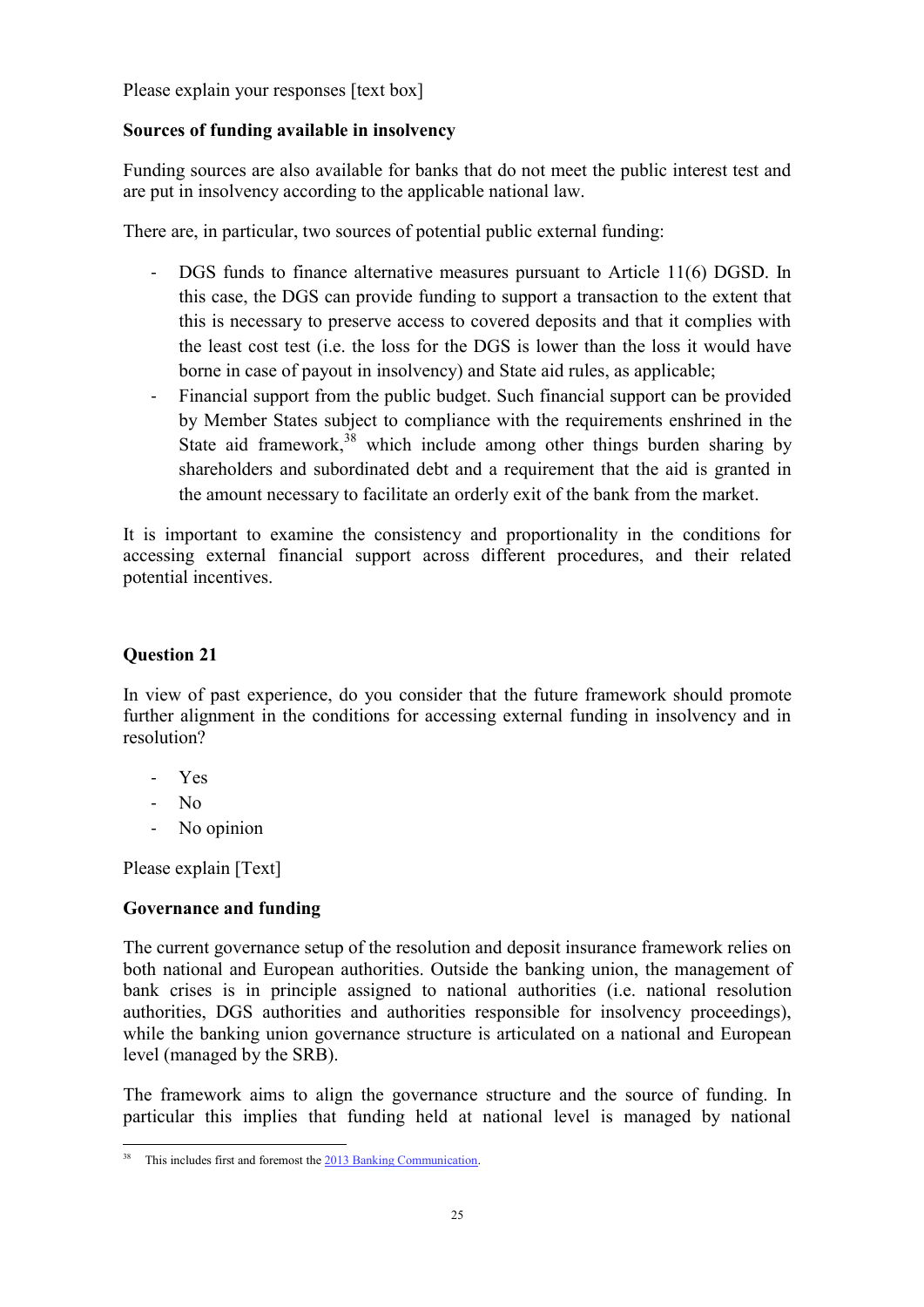Please explain your responses [text box]

**Sources of funding available in insolvency**

Funding sources are also available for banks that do not meet the public interest test and are put in insolvency according to the applicable national law.

There are, in particular, two sources of potential public external funding:

- DGS funds to finance alternative measures pursuant to Article 11(6) DGSD. In this case, the DGS can provide funding to support a transaction to the extent that this is necessary to preserve access to covered deposits and that it complies with the least cost test (i.e. the loss for the DGS is lower than the loss it would have borne in case of payout in insolvency) and State aid rules, as applicable;
- Financial support from the public budget. Such financial support can be provided by Member States subject to compliance with the requirements enshrined in the State aid framework,[38] which include among other things burden sharing by shareholders and subordinated debt and a requirement that the aid is granted in the amount necessary to facilitate an orderly exit of the bank from the market.

It is important to examine the consistency and proportionality in the conditions for accessing external financial support across different procedures, and their related potential incentives.

**Question 21**

In view of past experience, do you consider that the future framework should promote further alignment in the conditions for accessing external funding in insolvency and in resolution?

- Yes
- No
- No opinion

Please explain [Text]

**Governance and funding**

The current governance setup of the resolution and deposit insurance framework relies on both national and European authorities. Outside the banking union, the management of bank crises is in principle assigned to national authorities (i.e. national resolution authorities, DGS authorities and authorities responsible for insolvency proceedings), while the banking union governance structure is articulated on a national and European level (managed by the SRB).

The framework aims to align the governance structure and the source of funding. In particular this implies that funding held at national level is managed by national

[38] This includes first and foremost the 2013 Banking Communication.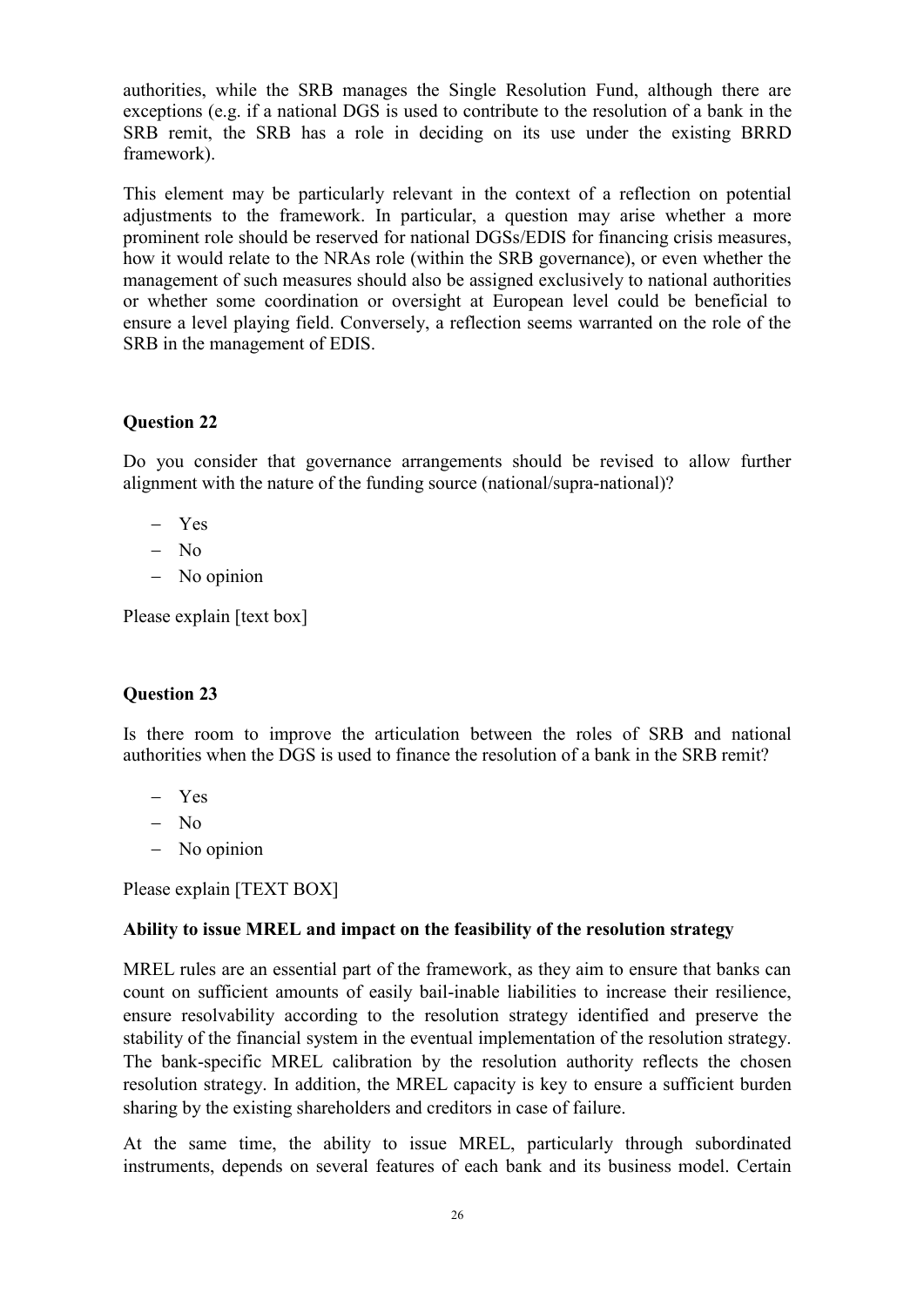authorities, while the SRB manages the Single Resolution Fund, although there are exceptions (e.g. if a national DGS is used to contribute to the resolution of a bank in the SRB remit, the SRB has a role in deciding on its use under the existing BRRD framework).

This element may be particularly relevant in the context of a reflection on potential adjustments to the framework. In particular, a question may arise whether a more prominent role should be reserved for national DGSs/EDIS for financing crisis measures, how it would relate to the NRAs role (within the SRB governance), or even whether the management of such measures should also be assigned exclusively to national authorities or whether some coordination or oversight at European level could be beneficial to ensure a level playing field. Conversely, a reflection seems warranted on the role of the SRB in the management of EDIS.

**Question 22**

Do you consider that governance arrangements should be revised to allow further alignment with the nature of the funding source (national/supra-national)?

- Yes
- No
- No opinion

Please explain [text box]

**Question 23**

Is there room to improve the articulation between the roles of SRB and national authorities when the DGS is used to finance the resolution of a bank in the SRB remit?

- Yes
- No
- No opinion

Please explain [TEXT BOX]

**Ability to issue MREL and impact on the feasibility of the resolution strategy**

MREL rules are an essential part of the framework, as they aim to ensure that banks can count on sufficient amounts of easily bail-inable liabilities to increase their resilience, ensure resolvability according to the resolution strategy identified and preserve the stability of the financial system in the eventual implementation of the resolution strategy. The bank-specific MREL calibration by the resolution authority reflects the chosen resolution strategy. In addition, the MREL capacity is key to ensure a sufficient burden sharing by the existing shareholders and creditors in case of failure.

At the same time, the ability to issue MREL, particularly through subordinated instruments, depends on several features of each bank and its business model. Certain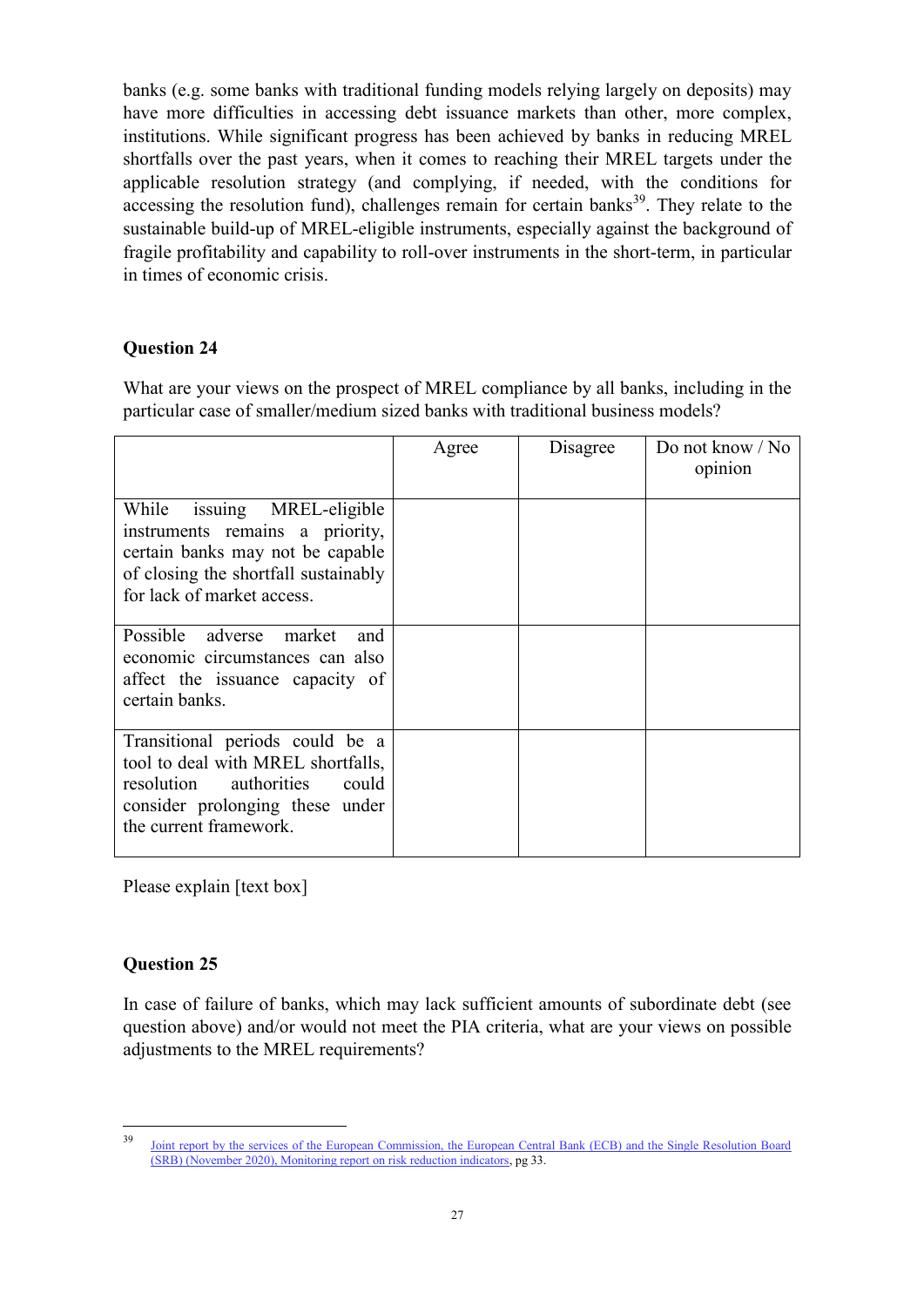banks (e.g. some banks with traditional funding models relying largely on deposits) may have more difficulties in accessing debt issuance markets than other, more complex, institutions. While significant progress has been achieved by banks in reducing MREL shortfalls over the past years, when it comes to reaching their MREL targets under the applicable resolution strategy (and complying, if needed, with the conditions for accessing the resolution fund), challenges remain for certain banks[39]. They relate to the sustainable build-up of MREL-eligible instruments, especially against the background of fragile profitability and capability to roll-over instruments in the short-term, in particular in times of economic crisis.

**Question 24**

What are your views on the prospect of MREL compliance by all banks, including in the particular case of smaller/medium sized banks with traditional business models?

| | Agree | Disagree | Do not know / No opinion |
|---|---|---|---|
| While issuing MREL-eligible instruments remains a priority, certain banks may not be capable of closing the shortfall sustainably for lack of market access. | | | |
| Possible adverse market and economic circumstances can also affect the issuance capacity of certain banks. | | | |
| Transitional periods could be a tool to deal with MREL shortfalls, resolution authorities could consider prolonging these under the current framework. | | | |

Please explain [text box]

**Question 25**

In case of failure of banks, which may lack sufficient amounts of subordinate debt (see question above) and/or would not meet the PIA criteria, what are your views on possible adjustments to the MREL requirements?

---

[39] Joint report by the services of the European Commission, the European Central Bank (ECB) and the Single Resolution Board (SRB) (November 2020), Monitoring report on risk reduction indicators, pg 33.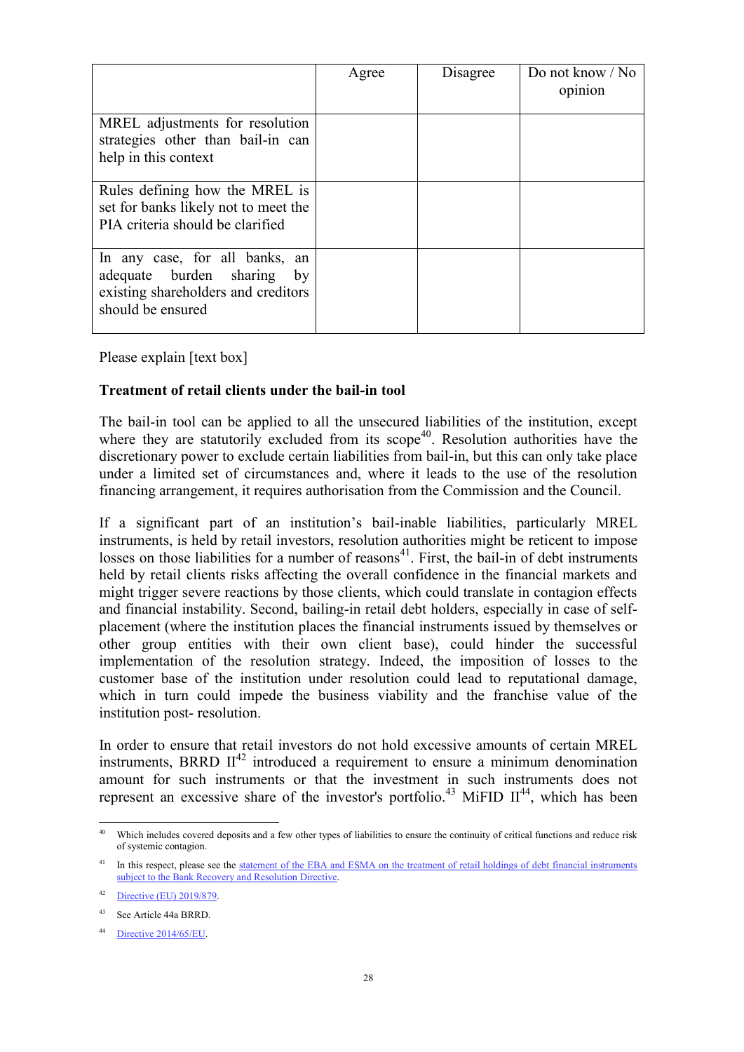| | Agree | Disagree | Do not know / No opinion |
|---|---|---|---|
| MREL adjustments for resolution strategies other than bail-in can help in this context | | | |
| Rules defining how the MREL is set for banks likely not to meet the PIA criteria should be clarified | | | |
| In any case, for all banks, an adequate burden sharing by existing shareholders and creditors should be ensured | | | |

Please explain [text box]

**Treatment of retail clients under the bail-in tool**

The bail-in tool can be applied to all the unsecured liabilities of the institution, except where they are statutorily excluded from its scope[40]. Resolution authorities have the discretionary power to exclude certain liabilities from bail-in, but this can only take place under a limited set of circumstances and, where it leads to the use of the resolution financing arrangement, it requires authorisation from the Commission and the Council.

If a significant part of an institution's bail-inable liabilities, particularly MREL instruments, is held by retail investors, resolution authorities might be reticent to impose losses on those liabilities for a number of reasons[41]. First, the bail-in of debt instruments held by retail clients risks affecting the overall confidence in the financial markets and might trigger severe reactions by those clients, which could translate in contagion effects and financial instability. Second, bailing-in retail debt holders, especially in case of self-placement (where the institution places the financial instruments issued by themselves or other group entities with their own client base), could hinder the successful implementation of the resolution strategy. Indeed, the imposition of losses to the customer base of the institution under resolution could lead to reputational damage, which in turn could impede the business viability and the franchise value of the institution post- resolution.

In order to ensure that retail investors do not hold excessive amounts of certain MREL instruments, BRRD II[42] introduced a requirement to ensure a minimum denomination amount for such instruments or that the investment in such instruments does not represent an excessive share of the investor's portfolio.[43] MiFID II[44], which has been

---

[40] Which includes covered deposits and a few other types of liabilities to ensure the continuity of critical functions and reduce risk of systemic contagion.

[41] In this respect, please see the statement of the EBA and ESMA on the treatment of retail holdings of debt financial instruments subject to the Bank Recovery and Resolution Directive.

[42] Directive (EU) 2019/879.

[43] See Article 44a BRRD.

[44] Directive 2014/65/EU.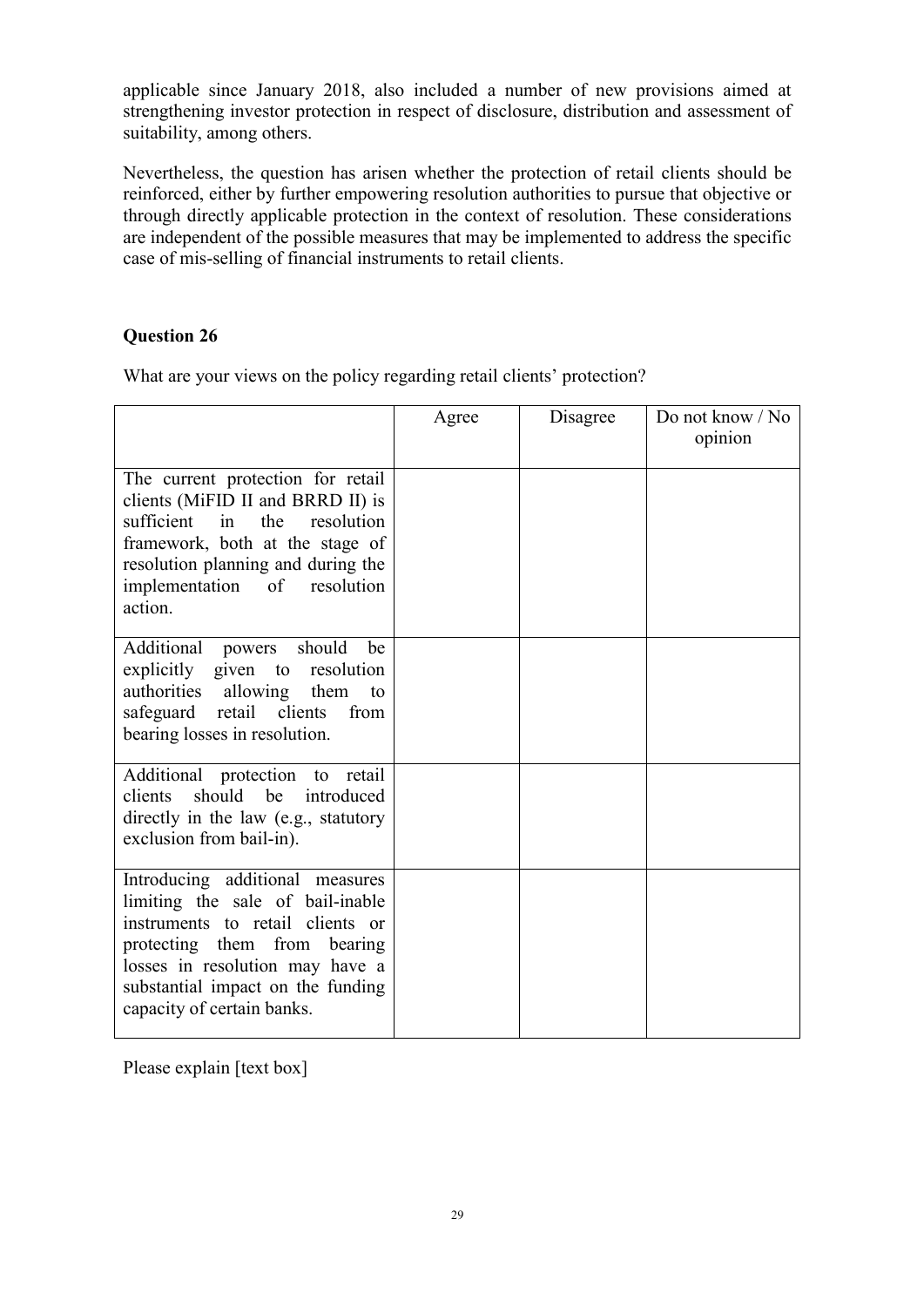applicable since January 2018, also included a number of new provisions aimed at strengthening investor protection in respect of disclosure, distribution and assessment of suitability, among others.

Nevertheless, the question has arisen whether the protection of retail clients should be reinforced, either by further empowering resolution authorities to pursue that objective or through directly applicable protection in the context of resolution. These considerations are independent of the possible measures that may be implemented to address the specific case of mis-selling of financial instruments to retail clients.

**Question 26**

What are your views on the policy regarding retail clients' protection?

| | Agree | Disagree | Do not know / No opinion |
|---|---|---|---|
| The current protection for retail clients (MiFID II and BRRD II) is sufficient in the resolution framework, both at the stage of resolution planning and during the implementation of resolution action. | | | |
| Additional powers should be explicitly given to resolution authorities allowing them to safeguard retail clients from bearing losses in resolution. | | | |
| Additional protection to retail clients should be introduced directly in the law (e.g., statutory exclusion from bail-in). | | | |
| Introducing additional measures limiting the sale of bail-inable instruments to retail clients or protecting them from bearing losses in resolution may have a substantial impact on the funding capacity of certain banks. | | | |

Please explain [text box]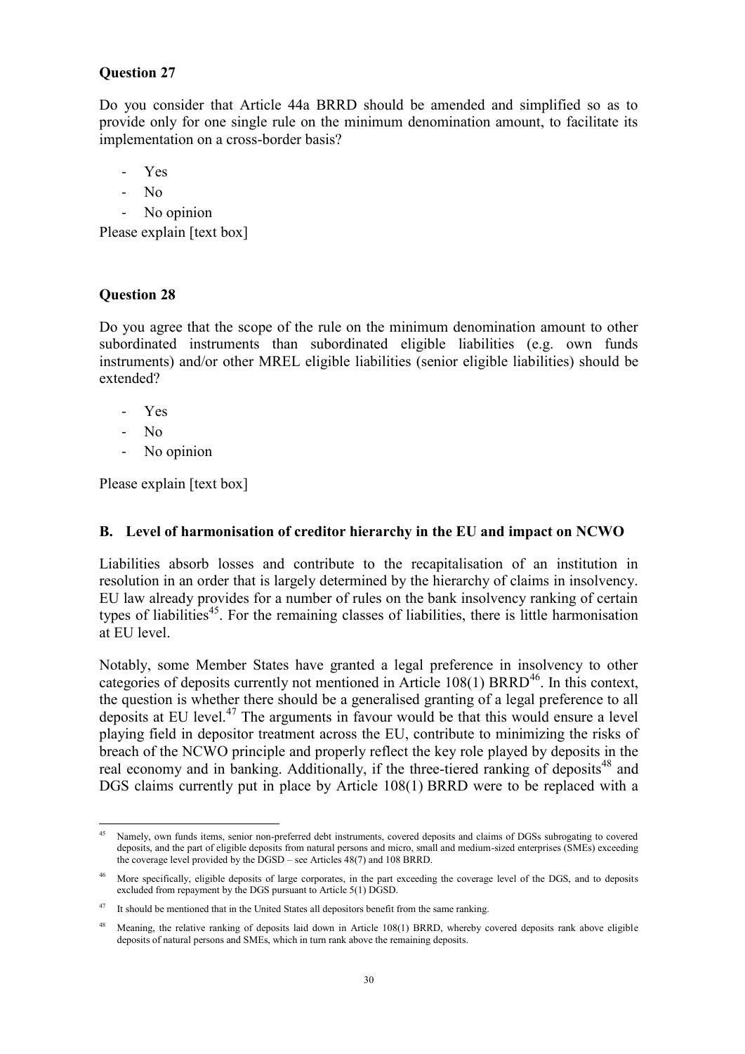**Question 27**

Do you consider that Article 44a BRRD should be amended and simplified so as to provide only for one single rule on the minimum denomination amount, to facilitate its implementation on a cross-border basis?

- Yes
- No
- No opinion

Please explain [text box]

**Question 28**

Do you agree that the scope of the rule on the minimum denomination amount to other subordinated instruments than subordinated eligible liabilities (e.g. own funds instruments) and/or other MREL eligible liabilities (senior eligible liabilities) should be extended?

- Yes
- No
- No opinion

Please explain [text box]

## B. Level of harmonisation of creditor hierarchy in the EU and impact on NCWO

Liabilities absorb losses and contribute to the recapitalisation of an institution in resolution in an order that is largely determined by the hierarchy of claims in insolvency. EU law already provides for a number of rules on the bank insolvency ranking of certain types of liabilities[45]. For the remaining classes of liabilities, there is little harmonisation at EU level.

Notably, some Member States have granted a legal preference in insolvency to other categories of deposits currently not mentioned in Article 108(1) BRRD[46]. In this context, the question is whether there should be a generalised granting of a legal preference to all deposits at EU level.[47] The arguments in favour would be that this would ensure a level playing field in depositor treatment across the EU, contribute to minimizing the risks of breach of the NCWO principle and properly reflect the key role played by deposits in the real economy and in banking. Additionally, if the three-tiered ranking of deposits[48] and DGS claims currently put in place by Article 108(1) BRRD were to be replaced with a

---

[45] Namely, own funds items, senior non-preferred debt instruments, covered deposits and claims of DGSs subrogating to covered deposits, and the part of eligible deposits from natural persons and micro, small and medium-sized enterprises (SMEs) exceeding the coverage level provided by the DGSD – see Articles 48(7) and 108 BRRD.

[46] More specifically, eligible deposits of large corporates, in the part exceeding the coverage level of the DGS, and to deposits excluded from repayment by the DGS pursuant to Article 5(1) DGSD.

[47] It should be mentioned that in the United States all depositors benefit from the same ranking.

[48] Meaning, the relative ranking of deposits laid down in Article 108(1) BRRD, whereby covered deposits rank above eligible deposits of natural persons and SMEs, which in turn rank above the remaining deposits.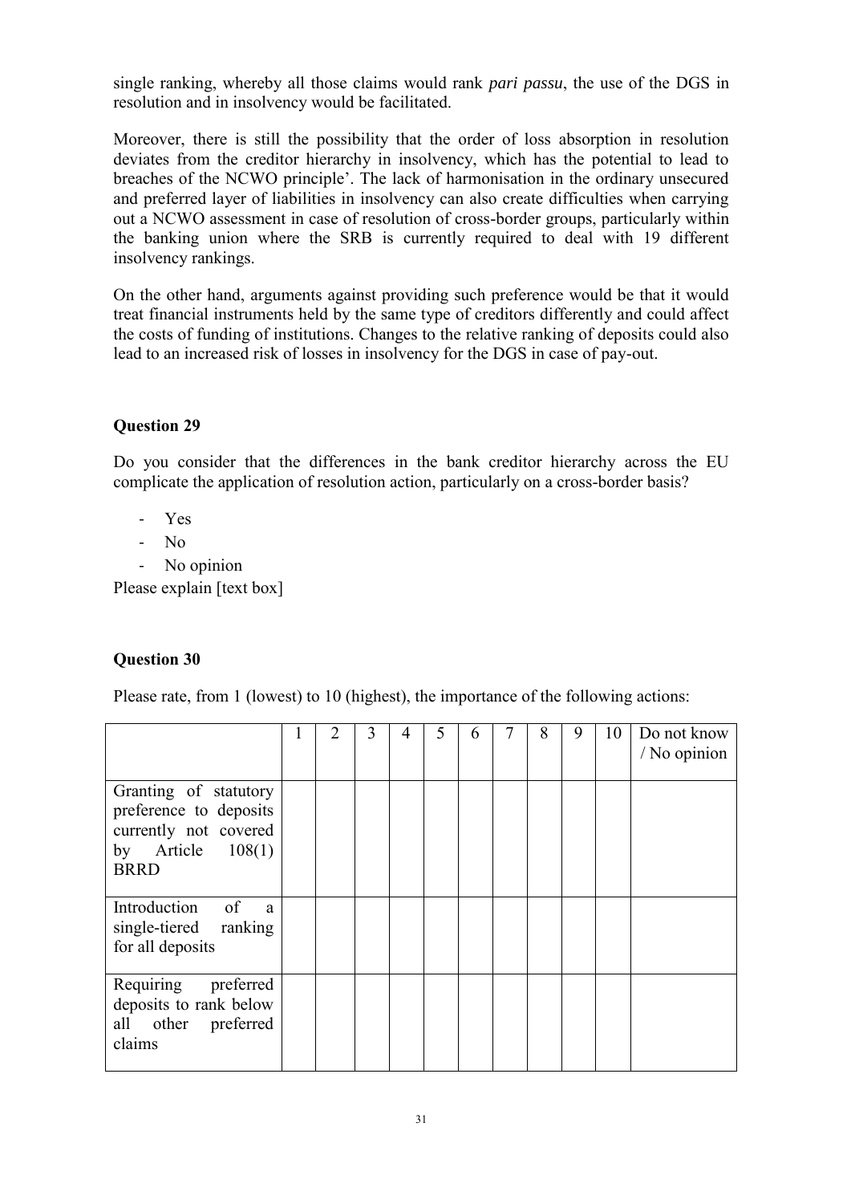single ranking, whereby all those claims would rank *pari passu*, the use of the DGS in resolution and in insolvency would be facilitated.

Moreover, there is still the possibility that the order of loss absorption in resolution deviates from the creditor hierarchy in insolvency, which has the potential to lead to breaches of the NCWO principle'. The lack of harmonisation in the ordinary unsecured and preferred layer of liabilities in insolvency can also create difficulties when carrying out a NCWO assessment in case of resolution of cross-border groups, particularly within the banking union where the SRB is currently required to deal with 19 different insolvency rankings.

On the other hand, arguments against providing such preference would be that it would treat financial instruments held by the same type of creditors differently and could affect the costs of funding of institutions. Changes to the relative ranking of deposits could also lead to an increased risk of losses in insolvency for the DGS in case of pay-out.

**Question 29**

Do you consider that the differences in the bank creditor hierarchy across the EU complicate the application of resolution action, particularly on a cross-border basis?

- Yes
- No
- No opinion

Please explain [text box]

**Question 30**

Please rate, from 1 (lowest) to 10 (highest), the importance of the following actions:

| | 1 | 2 | 3 | 4 | 5 | 6 | 7 | 8 | 9 | 10 | Do not know / No opinion |
|---|---|---|---|---|---|---|---|---|---|---|---|
| Granting of statutory preference to deposits currently not covered by Article 108(1) BRRD | | | | | | | | | | | |
| Introduction of a single-tiered ranking for all deposits | | | | | | | | | | | |
| Requiring preferred deposits to rank below all other preferred claims | | | | | | | | | | | |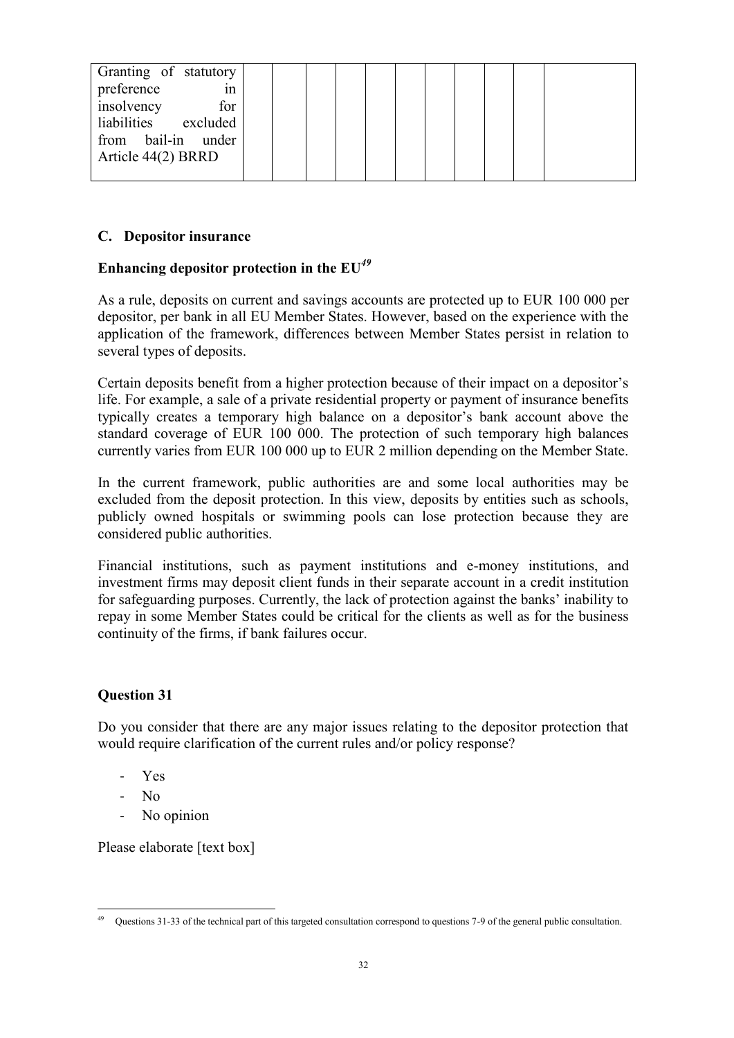| Granting of statutory preference in insolvency for liabilities excluded from bail-in under Article 44(2) BRRD | | | | | | | | | | |
|---|---|---|---|---|---|---|---|---|---|---|

## C. Depositor insurance

### Enhancing depositor protection in the EU[49]

As a rule, deposits on current and savings accounts are protected up to EUR 100 000 per depositor, per bank in all EU Member States. However, based on the experience with the application of the framework, differences between Member States persist in relation to several types of deposits.

Certain deposits benefit from a higher protection because of their impact on a depositor's life. For example, a sale of a private residential property or payment of insurance benefits typically creates a temporary high balance on a depositor's bank account above the standard coverage of EUR 100 000. The protection of such temporary high balances currently varies from EUR 100 000 up to EUR 2 million depending on the Member State.

In the current framework, public authorities are and some local authorities may be excluded from the deposit protection. In this view, deposits by entities such as schools, publicly owned hospitals or swimming pools can lose protection because they are considered public authorities.

Financial institutions, such as payment institutions and e-money institutions, and investment firms may deposit client funds in their separate account in a credit institution for safeguarding purposes. Currently, the lack of protection against the banks' inability to repay in some Member States could be critical for the clients as well as for the business continuity of the firms, if bank failures occur.

### Question 31

Do you consider that there are any major issues relating to the depositor protection that would require clarification of the current rules and/or policy response?

- Yes
- No
- No opinion

Please elaborate [text box]

[49] Questions 31-33 of the technical part of this targeted consultation correspond to questions 7-9 of the general public consultation.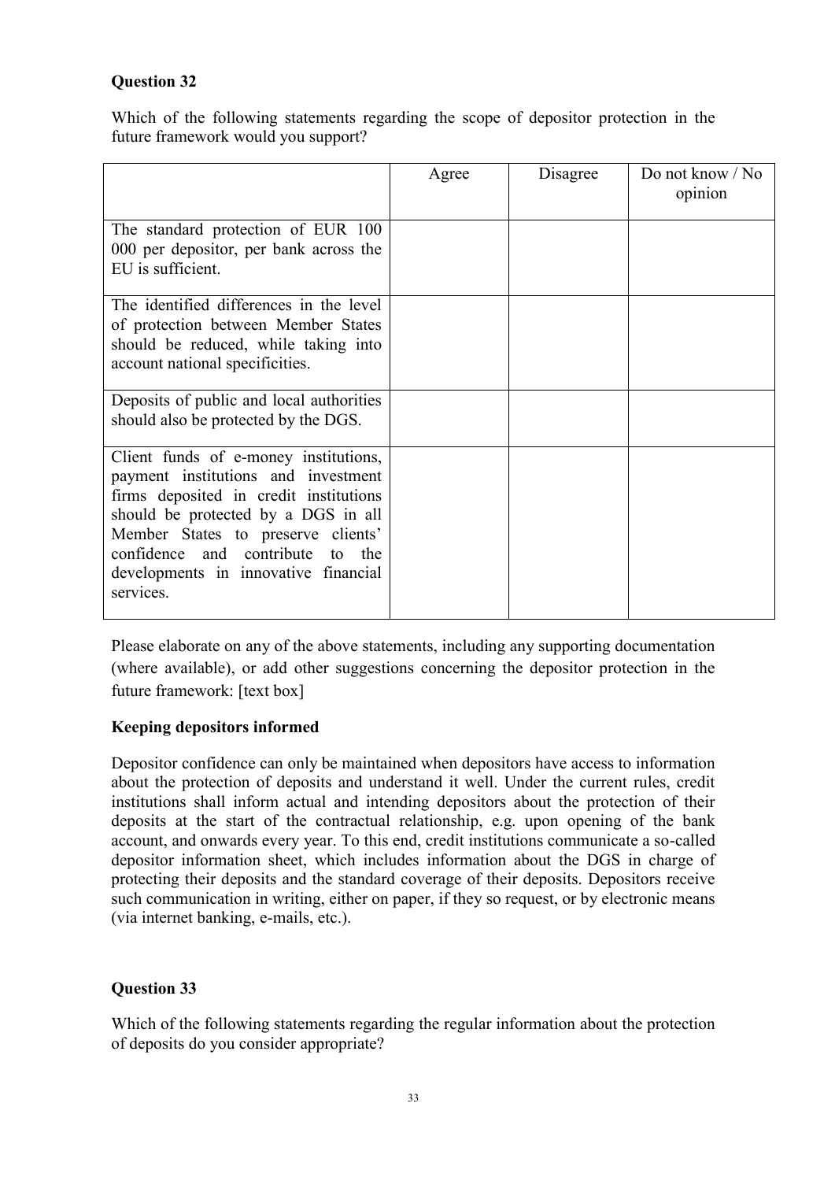### Question 32

Which of the following statements regarding the scope of depositor protection in the future framework would you support?

| | Agree | Disagree | Do not know / No opinion |
|---|---|---|---|
| The standard protection of EUR 100 000 per depositor, per bank across the EU is sufficient. | | | |
| The identified differences in the level of protection between Member States should be reduced, while taking into account national specificities. | | | |
| Deposits of public and local authorities should also be protected by the DGS. | | | |
| Client funds of e-money institutions, payment institutions and investment firms deposited in credit institutions should be protected by a DGS in all Member States to preserve clients' confidence and contribute to the developments in innovative financial services. | | | |

Please elaborate on any of the above statements, including any supporting documentation (where available), or add other suggestions concerning the depositor protection in the future framework: [text box]

**Keeping depositors informed**

Depositor confidence can only be maintained when depositors have access to information about the protection of deposits and understand it well. Under the current rules, credit institutions shall inform actual and intending depositors about the protection of their deposits at the start of the contractual relationship, e.g. upon opening of the bank account, and onwards every year. To this end, credit institutions communicate a so-called depositor information sheet, which includes information about the DGS in charge of protecting their deposits and the standard coverage of their deposits. Depositors receive such communication in writing, either on paper, if they so request, or by electronic means (via internet banking, e-mails, etc.).

### Question 33

Which of the following statements regarding the regular information about the protection of deposits do you consider appropriate?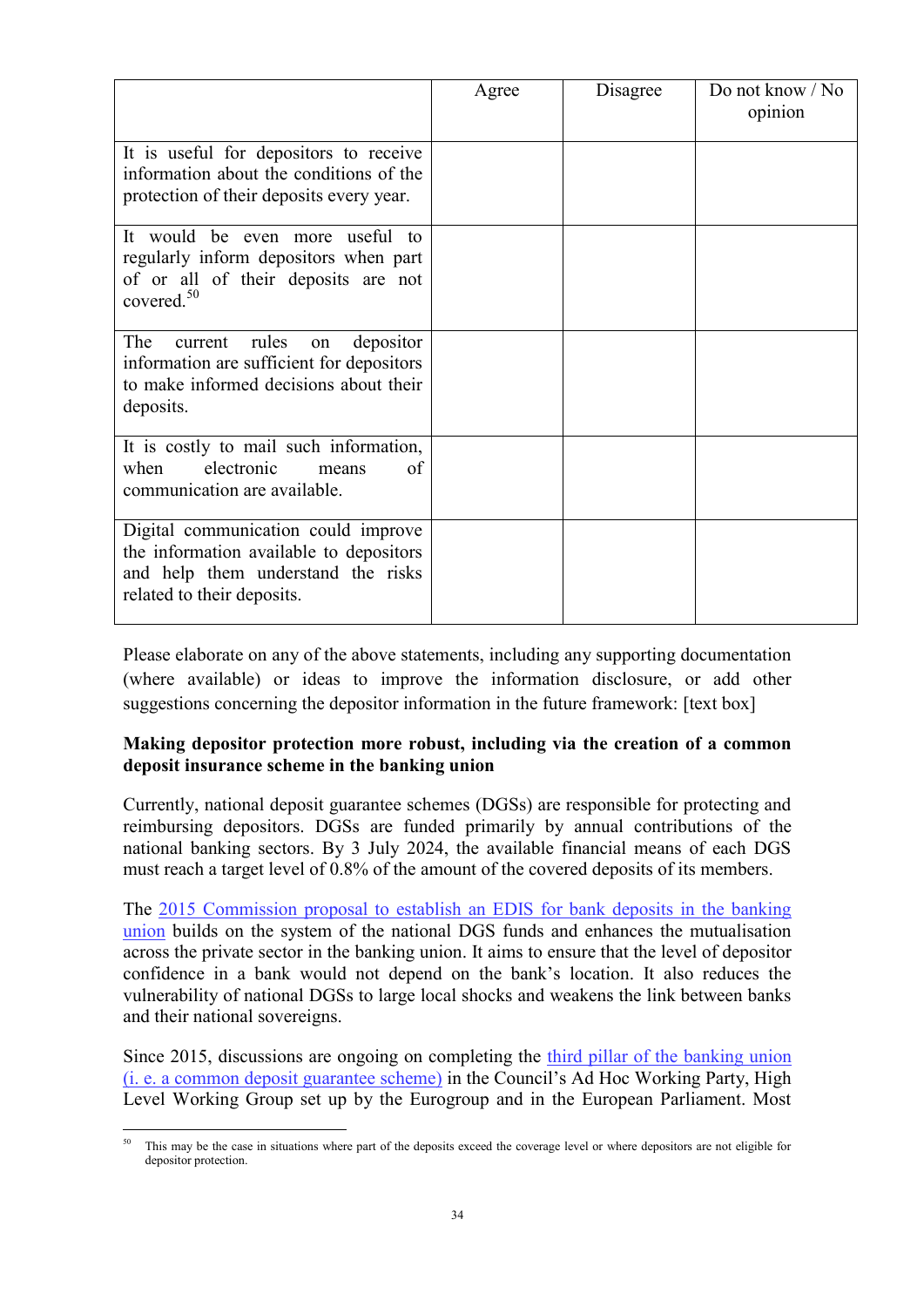| | Agree | Disagree | Do not know / No opinion |
|---|---|---|---|
| It is useful for depositors to receive information about the conditions of the protection of their deposits every year. | | | |
| It would be even more useful to regularly inform depositors when part of or all of their deposits are not covered.[50] | | | |
| The current rules on depositor information are sufficient for depositors to make informed decisions about their deposits. | | | |
| It is costly to mail such information, when electronic means of communication are available. | | | |
| Digital communication could improve the information available to depositors and help them understand the risks related to their deposits. | | | |

Please elaborate on any of the above statements, including any supporting documentation (where available) or ideas to improve the information disclosure, or add other suggestions concerning the depositor information in the future framework: [text box]

**Making depositor protection more robust, including via the creation of a common deposit insurance scheme in the banking union**

Currently, national deposit guarantee schemes (DGSs) are responsible for protecting and reimbursing depositors. DGSs are funded primarily by annual contributions of the national banking sectors. By 3 July 2024, the available financial means of each DGS must reach a target level of 0.8% of the amount of the covered deposits of its members.

The 2015 Commission proposal to establish an EDIS for bank deposits in the banking union builds on the system of the national DGS funds and enhances the mutualisation across the private sector in the banking union. It aims to ensure that the level of depositor confidence in a bank would not depend on the bank's location. It also reduces the vulnerability of national DGSs to large local shocks and weakens the link between banks and their national sovereigns.

Since 2015, discussions are ongoing on completing the third pillar of the banking union (i. e. a common deposit guarantee scheme) in the Council's Ad Hoc Working Party, High Level Working Group set up by the Eurogroup and in the European Parliament. Most

[50] This may be the case in situations where part of the deposits exceed the coverage level or where depositors are not eligible for depositor protection.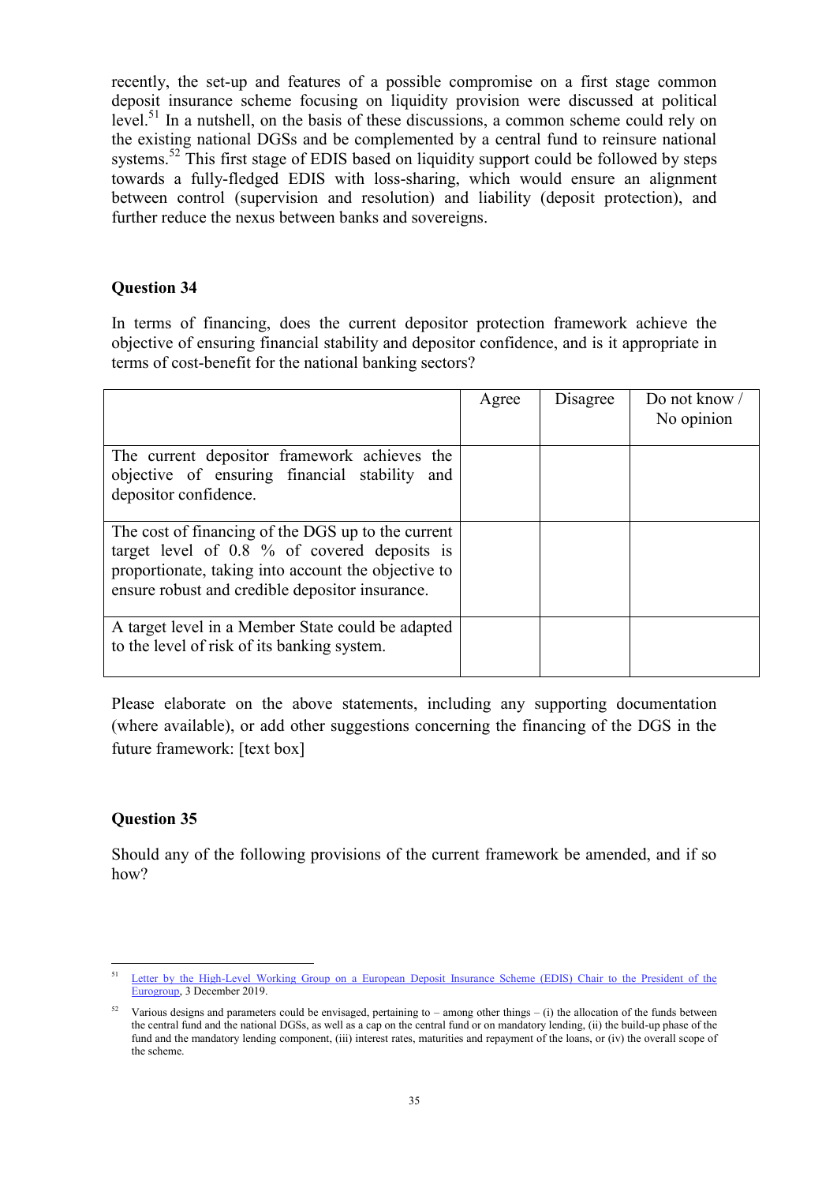recently, the set-up and features of a possible compromise on a first stage common deposit insurance scheme focusing on liquidity provision were discussed at political level.[51] In a nutshell, on the basis of these discussions, a common scheme could rely on the existing national DGSs and be complemented by a central fund to reinsure national systems.[52] This first stage of EDIS based on liquidity support could be followed by steps towards a fully-fledged EDIS with loss-sharing, which would ensure an alignment between control (supervision and resolution) and liability (deposit protection), and further reduce the nexus between banks and sovereigns.

**Question 34**

In terms of financing, does the current depositor protection framework achieve the objective of ensuring financial stability and depositor confidence, and is it appropriate in terms of cost-benefit for the national banking sectors?

| | Agree | Disagree | Do not know / No opinion |
|---|---|---|---|
| The current depositor framework achieves the objective of ensuring financial stability and depositor confidence. | | | |
| The cost of financing of the DGS up to the current target level of 0.8 % of covered deposits is proportionate, taking into account the objective to ensure robust and credible depositor insurance. | | | |
| A target level in a Member State could be adapted to the level of risk of its banking system. | | | |

Please elaborate on the above statements, including any supporting documentation (where available), or add other suggestions concerning the financing of the DGS in the future framework: [text box]

**Question 35**

Should any of the following provisions of the current framework be amended, and if so how?

---

[51] Letter by the High-Level Working Group on a European Deposit Insurance Scheme (EDIS) Chair to the President of the Eurogroup, 3 December 2019.

[52] Various designs and parameters could be envisaged, pertaining to – among other things – (i) the allocation of the funds between the central fund and the national DGSs, as well as a cap on the central fund or on mandatory lending, (ii) the build-up phase of the fund and the mandatory lending component, (iii) interest rates, maturities and repayment of the loans, or (iv) the overall scope of the scheme.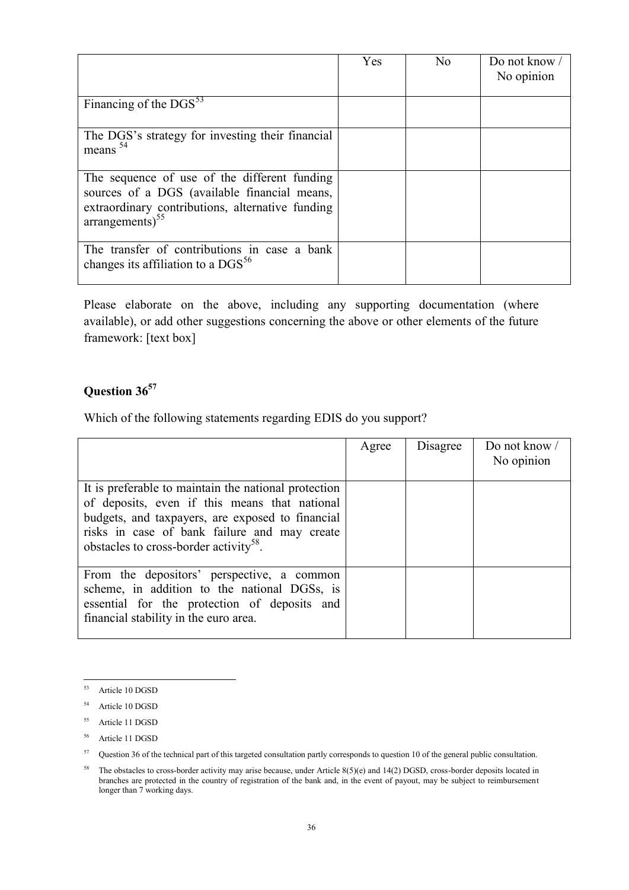| | Yes | No | Do not know / No opinion |
|---|---|---|---|
| Financing of the DGS[53] | | | |
| The DGS's strategy for investing their financial means [54] | | | |
| The sequence of use of the different funding sources of a DGS (available financial means, extraordinary contributions, alternative funding arrangements)[55] | | | |
| The transfer of contributions in case a bank changes its affiliation to a DGS[56] | | | |

Please elaborate on the above, including any supporting documentation (where available), or add other suggestions concerning the above or other elements of the future framework: [text box]

## Question 36[57]

Which of the following statements regarding EDIS do you support?

| | Agree | Disagree | Do not know / No opinion |
|---|---|---|---|
| It is preferable to maintain the national protection of deposits, even if this means that national budgets, and taxpayers, are exposed to financial risks in case of bank failure and may create obstacles to cross-border activity[58]. | | | |
| From the depositors' perspective, a common scheme, in addition to the national DGSs, is essential for the protection of deposits and financial stability in the euro area. | | | |

[53] Article 10 DGSD

[54] Article 10 DGSD

[55] Article 11 DGSD

[56] Article 11 DGSD

[57] Question 36 of the technical part of this targeted consultation partly corresponds to question 10 of the general public consultation.

[58] The obstacles to cross-border activity may arise because, under Article 8(5)(e) and 14(2) DGSD, cross-border deposits located in branches are protected in the country of registration of the bank and, in the event of payout, may be subject to reimbursement longer than 7 working days.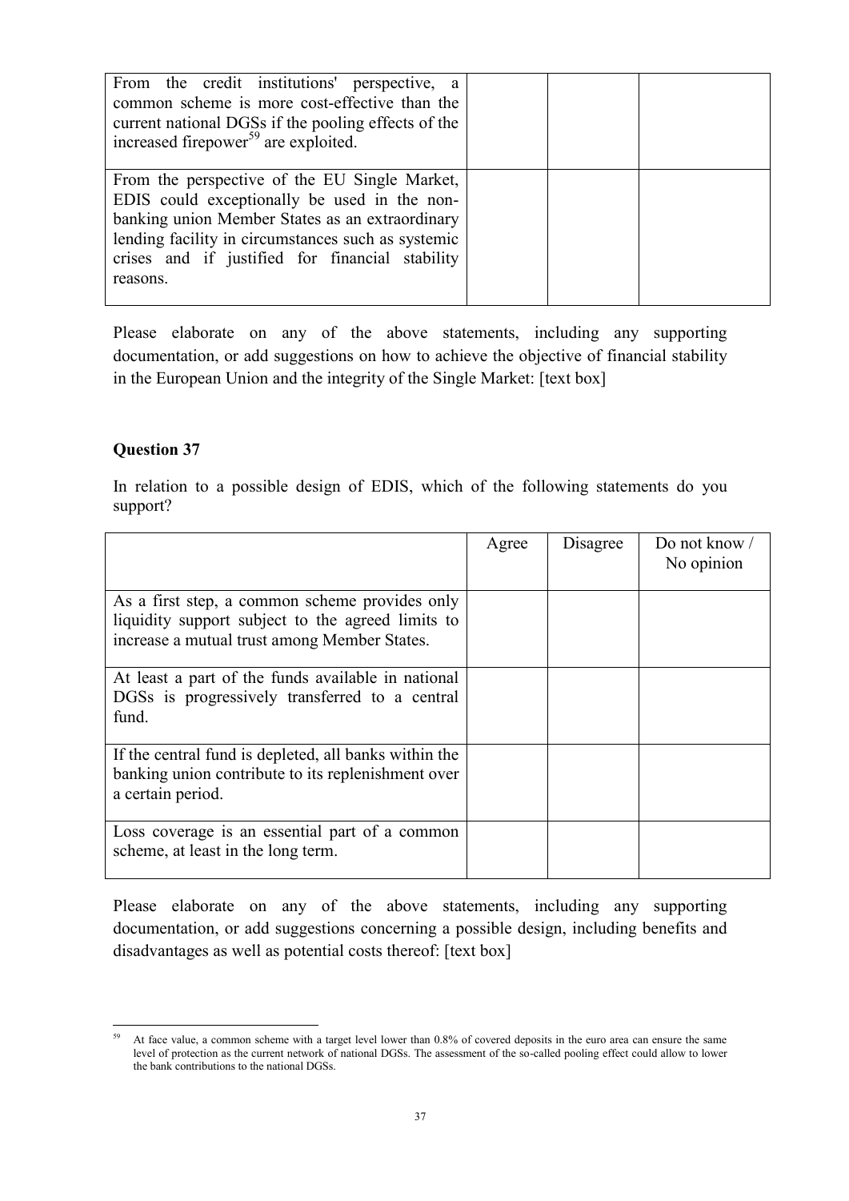| | | | |
|---|---|---|---|
| From the credit institutions' perspective, a common scheme is more cost-effective than the current national DGSs if the pooling effects of the increased firepower[59] are exploited. | | | |
| From the perspective of the EU Single Market, EDIS could exceptionally be used in the non-banking union Member States as an extraordinary lending facility in circumstances such as systemic crises and if justified for financial stability reasons. | | | |

Please elaborate on any of the above statements, including any supporting documentation, or add suggestions on how to achieve the objective of financial stability in the European Union and the integrity of the Single Market: [text box]

**Question 37**

In relation to a possible design of EDIS, which of the following statements do you support?

| | Agree | Disagree | Do not know / No opinion |
|---|---|---|---|
| As a first step, a common scheme provides only liquidity support subject to the agreed limits to increase a mutual trust among Member States. | | | |
| At least a part of the funds available in national DGSs is progressively transferred to a central fund. | | | |
| If the central fund is depleted, all banks within the banking union contribute to its replenishment over a certain period. | | | |
| Loss coverage is an essential part of a common scheme, at least in the long term. | | | |

Please elaborate on any of the above statements, including any supporting documentation, or add suggestions concerning a possible design, including benefits and disadvantages as well as potential costs thereof: [text box]

[59] At face value, a common scheme with a target level lower than 0.8% of covered deposits in the euro area can ensure the same level of protection as the current network of national DGSs. The assessment of the so-called pooling effect could allow to lower the bank contributions to the national DGSs.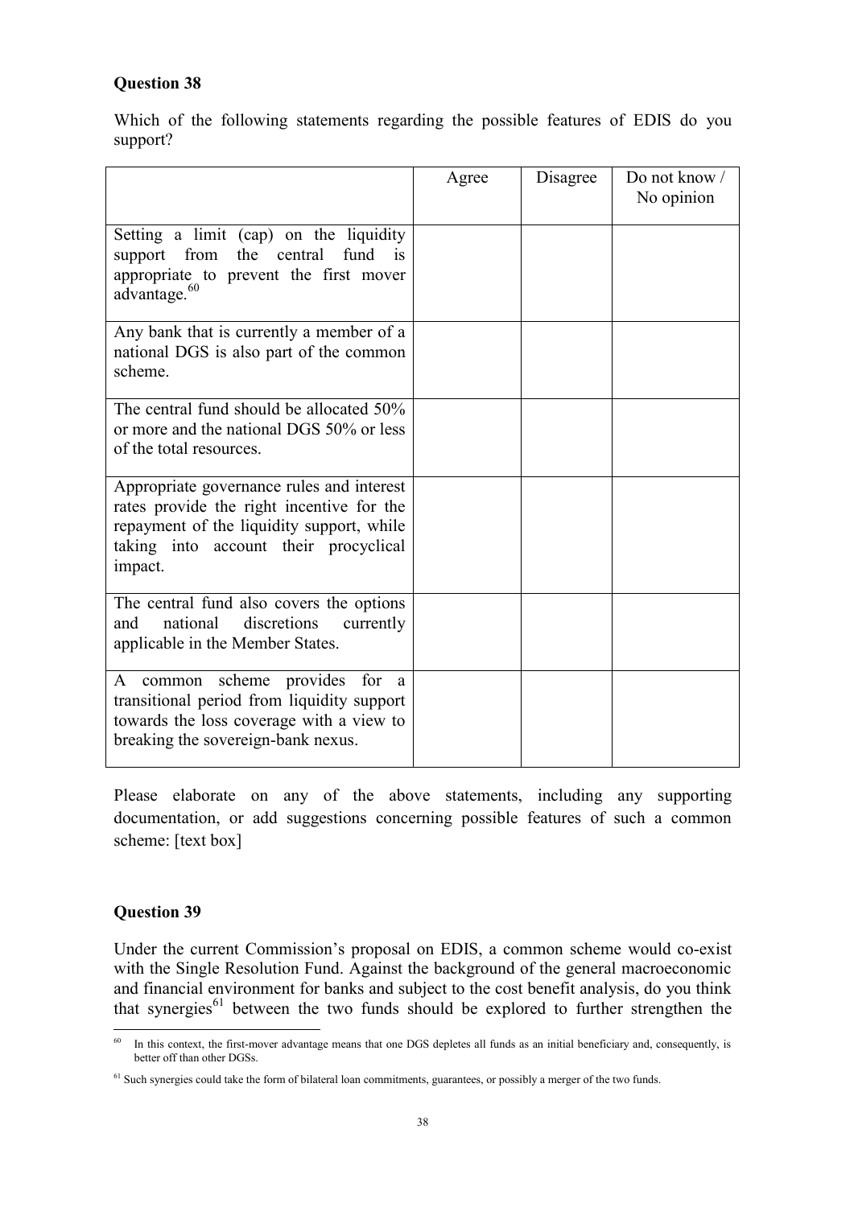**Question 38**

Which of the following statements regarding the possible features of EDIS do you support?

| | Agree | Disagree | Do not know / No opinion |
|---|---|---|---|
| Setting a limit (cap) on the liquidity support from the central fund is appropriate to prevent the first mover advantage.[60] | | | |
| Any bank that is currently a member of a national DGS is also part of the common scheme. | | | |
| The central fund should be allocated 50% or more and the national DGS 50% or less of the total resources. | | | |
| Appropriate governance rules and interest rates provide the right incentive for the repayment of the liquidity support, while taking into account their procyclical impact. | | | |
| The central fund also covers the options and national discretions currently applicable in the Member States. | | | |
| A common scheme provides for a transitional period from liquidity support towards the loss coverage with a view to breaking the sovereign-bank nexus. | | | |

Please elaborate on any of the above statements, including any supporting documentation, or add suggestions concerning possible features of such a common scheme: [text box]

**Question 39**

Under the current Commission's proposal on EDIS, a common scheme would co-exist with the Single Resolution Fund. Against the background of the general macroeconomic and financial environment for banks and subject to the cost benefit analysis, do you think that synergies[61] between the two funds should be explored to further strengthen the

---

[60] In this context, the first-mover advantage means that one DGS depletes all funds as an initial beneficiary and, consequently, is better off than other DGSs.

[61] Such synergies could take the form of bilateral loan commitments, guarantees, or possibly a merger of the two funds.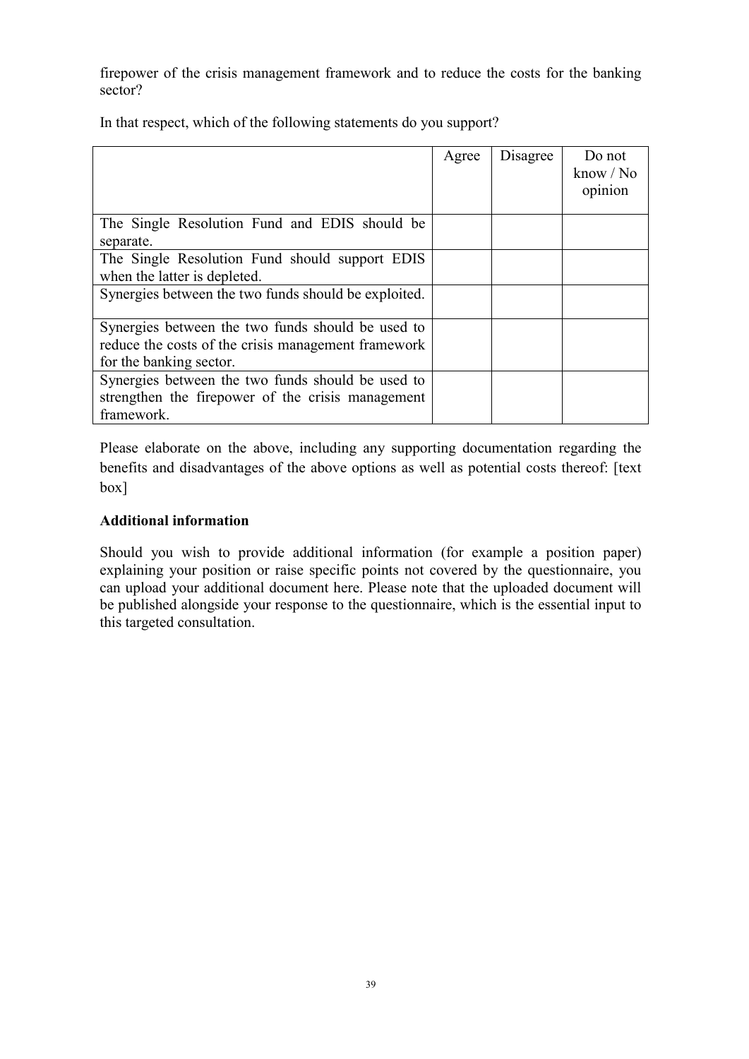firepower of the crisis management framework and to reduce the costs for the banking sector?

In that respect, which of the following statements do you support?

| | Agree | Disagree | Do not know / No opinion |
|---|---|---|---|
| The Single Resolution Fund and EDIS should be separate. | | | |
| The Single Resolution Fund should support EDIS when the latter is depleted. | | | |
| Synergies between the two funds should be exploited. | | | |
| Synergies between the two funds should be used to reduce the costs of the crisis management framework for the banking sector. | | | |
| Synergies between the two funds should be used to strengthen the firepower of the crisis management framework. | | | |

Please elaborate on the above, including any supporting documentation regarding the benefits and disadvantages of the above options as well as potential costs thereof: [text box]

**Additional information**

Should you wish to provide additional information (for example a position paper) explaining your position or raise specific points not covered by the questionnaire, you can upload your additional document here. Please note that the uploaded document will be published alongside your response to the questionnaire, which is the essential input to this targeted consultation.